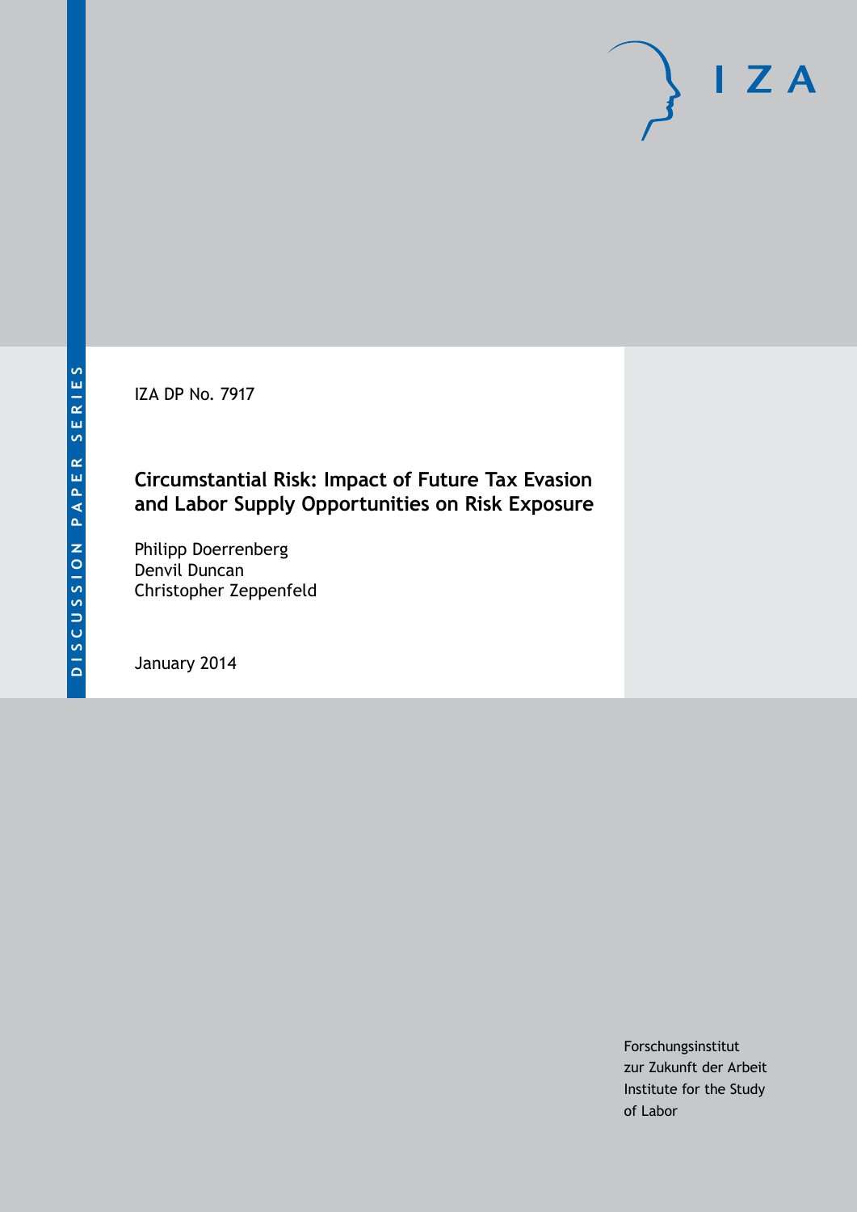IZA DP No. 7917

# Circumstantial Risk: Impact of Future Tax Evasion and Labor Supply Opportunities on Risk Exposure

Philipp Doerrenberg
Denvil Duncan
Christopher Zeppenfeld

January 2014

Forschungsinstitut
zur Zukunft der Arbeit
Institute for the Study
of Labor

DISCUSSION PAPER SERIES

IZA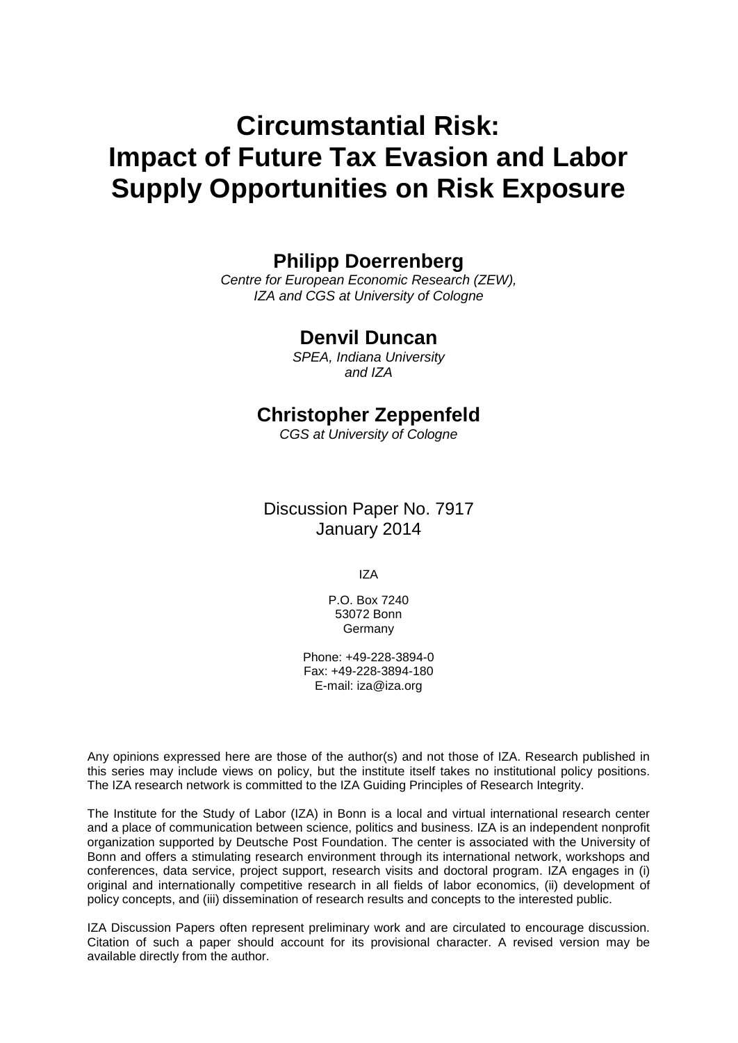# Circumstantial Risk: Impact of Future Tax Evasion and Labor Supply Opportunities on Risk Exposure

**Philipp Doerrenberg**

*Centre for European Economic Research (ZEW), IZA and CGS at University of Cologne*

**Denvil Duncan**

*SPEA, Indiana University and IZA*

**Christopher Zeppenfeld**

*CGS at University of Cologne*

Discussion Paper No. 7917
January 2014

IZA

P.O. Box 7240
53072 Bonn
Germany

Phone: +49-228-3894-0
Fax: +49-228-3894-180
E-mail: iza@iza.org

Any opinions expressed here are those of the author(s) and not those of IZA. Research published in this series may include views on policy, but the institute itself takes no institutional policy positions. The IZA research network is committed to the IZA Guiding Principles of Research Integrity.

The Institute for the Study of Labor (IZA) in Bonn is a local and virtual international research center and a place of communication between science, politics and business. IZA is an independent nonprofit organization supported by Deutsche Post Foundation. The center is associated with the University of Bonn and offers a stimulating research environment through its international network, workshops and conferences, data service, project support, research visits and doctoral program. IZA engages in (i) original and internationally competitive research in all fields of labor economics, (ii) development of policy concepts, and (iii) dissemination of research results and concepts to the interested public.

IZA Discussion Papers often represent preliminary work and are circulated to encourage discussion. Citation of such a paper should account for its provisional character. A revised version may be available directly from the author.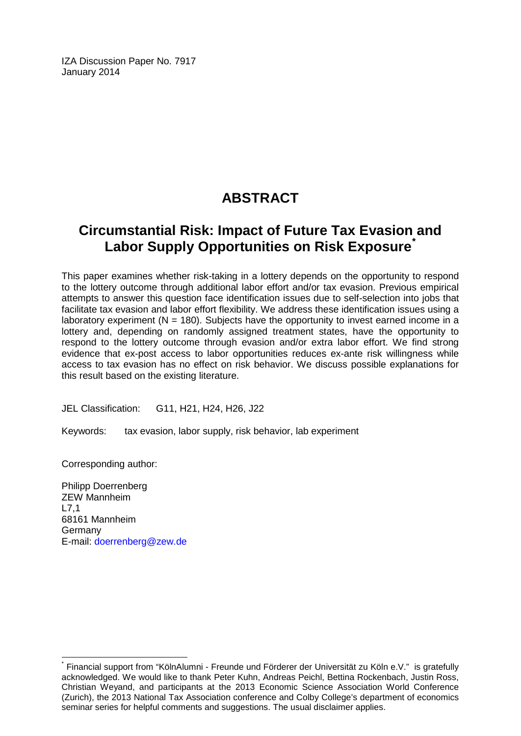IZA Discussion Paper No. 7917
January 2014

# ABSTRACT

## Circumstantial Risk: Impact of Future Tax Evasion and Labor Supply Opportunities on Risk Exposure*

This paper examines whether risk-taking in a lottery depends on the opportunity to respond to the lottery outcome through additional labor effort and/or tax evasion. Previous empirical attempts to answer this question face identification issues due to self-selection into jobs that facilitate tax evasion and labor effort flexibility. We address these identification issues using a laboratory experiment (N = 180). Subjects have the opportunity to invest earned income in a lottery and, depending on randomly assigned treatment states, have the opportunity to respond to the lottery outcome through evasion and/or extra labor effort. We find strong evidence that ex-post access to labor opportunities reduces ex-ante risk willingness while access to tax evasion has no effect on risk behavior. We discuss possible explanations for this result based on the existing literature.

JEL Classification: G11, H21, H24, H26, J22

Keywords: tax evasion, labor supply, risk behavior, lab experiment

Corresponding author:

Philipp Doerrenberg
ZEW Mannheim
L7,1
68161 Mannheim
Germany
E-mail: doerrenberg@zew.de

---

* Financial support from "KölnAlumni - Freunde und Förderer der Universität zu Köln e.V." is gratefully acknowledged. We would like to thank Peter Kuhn, Andreas Peichl, Bettina Rockenbach, Justin Ross, Christian Weyand, and participants at the 2013 Economic Science Association World Conference (Zurich), the 2013 National Tax Association conference and Colby College's department of economics seminar series for helpful comments and suggestions. The usual disclaimer applies.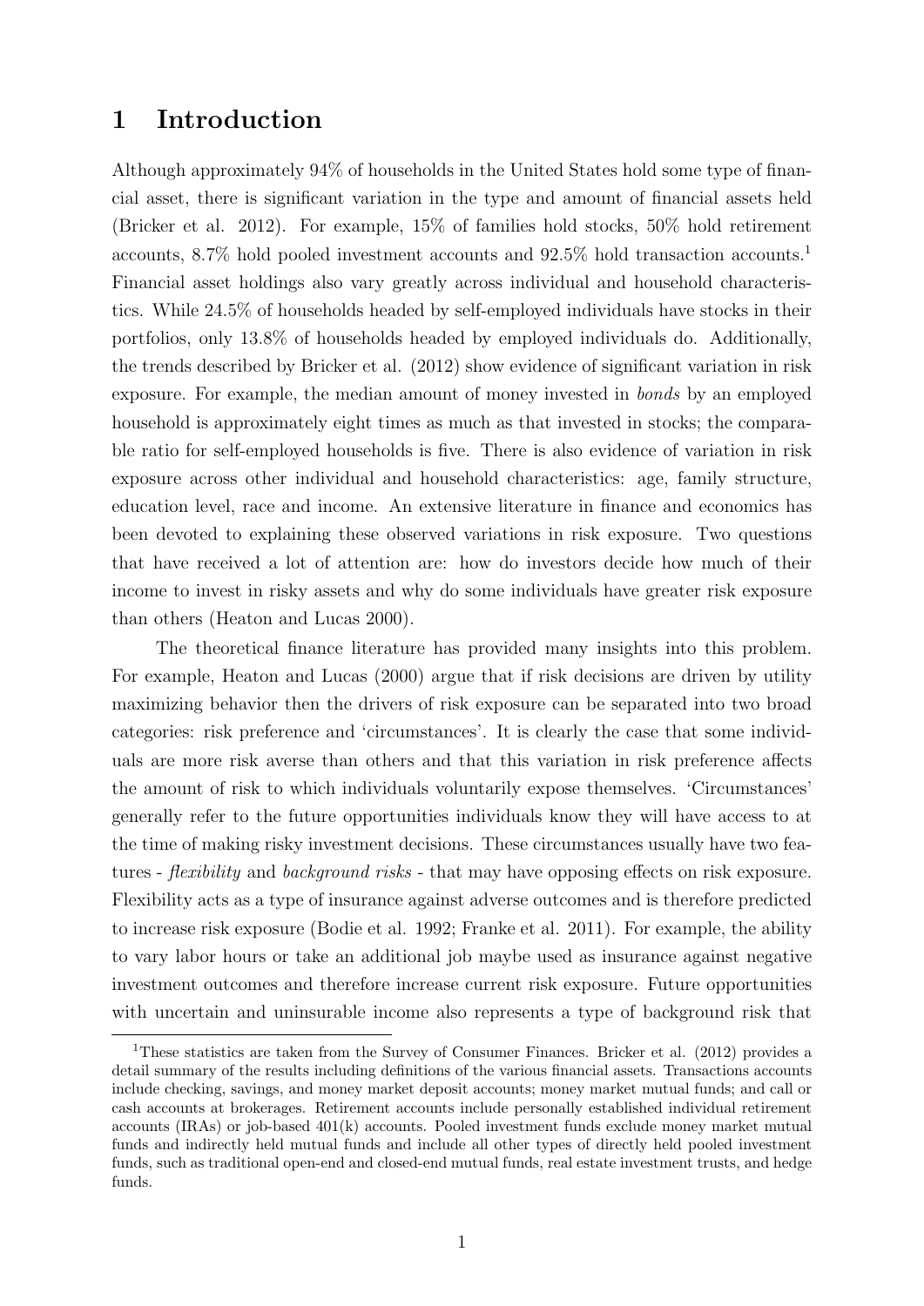# 1 Introduction

Although approximately 94% of households in the United States hold some type of financial asset, there is significant variation in the type and amount of financial assets held (Bricker et al. 2012). For example, 15% of families hold stocks, 50% hold retirement accounts, 8.7% hold pooled investment accounts and 92.5% hold transaction accounts.[1] Financial asset holdings also vary greatly across individual and household characteristics. While 24.5% of households headed by self-employed individuals have stocks in their portfolios, only 13.8% of households headed by employed individuals do. Additionally, the trends described by Bricker et al. (2012) show evidence of significant variation in risk exposure. For example, the median amount of money invested in *bonds* by an employed household is approximately eight times as much as that invested in stocks; the comparable ratio for self-employed households is five. There is also evidence of variation in risk exposure across other individual and household characteristics: age, family structure, education level, race and income. An extensive literature in finance and economics has been devoted to explaining these observed variations in risk exposure. Two questions that have received a lot of attention are: how do investors decide how much of their income to invest in risky assets and why do some individuals have greater risk exposure than others (Heaton and Lucas 2000).

The theoretical finance literature has provided many insights into this problem. For example, Heaton and Lucas (2000) argue that if risk decisions are driven by utility maximizing behavior then the drivers of risk exposure can be separated into two broad categories: risk preference and 'circumstances'. It is clearly the case that some individuals are more risk averse than others and that this variation in risk preference affects the amount of risk to which individuals voluntarily expose themselves. 'Circumstances' generally refer to the future opportunities individuals know they will have access to at the time of making risky investment decisions. These circumstances usually have two features - *flexibility* and *background risks* - that may have opposing effects on risk exposure. Flexibility acts as a type of insurance against adverse outcomes and is therefore predicted to increase risk exposure (Bodie et al. 1992; Franke et al. 2011). For example, the ability to vary labor hours or take an additional job maybe used as insurance against negative investment outcomes and therefore increase current risk exposure. Future opportunities with uncertain and uninsurable income also represents a type of background risk that

[1] These statistics are taken from the Survey of Consumer Finances. Bricker et al. (2012) provides a detail summary of the results including definitions of the various financial assets. Transactions accounts include checking, savings, and money market deposit accounts; money market mutual funds; and call or cash accounts at brokerages. Retirement accounts include personally established individual retirement accounts (IRAs) or job-based 401(k) accounts. Pooled investment funds exclude money market mutual funds and indirectly held mutual funds and include all other types of directly held pooled investment funds, such as traditional open-end and closed-end mutual funds, real estate investment trusts, and hedge funds.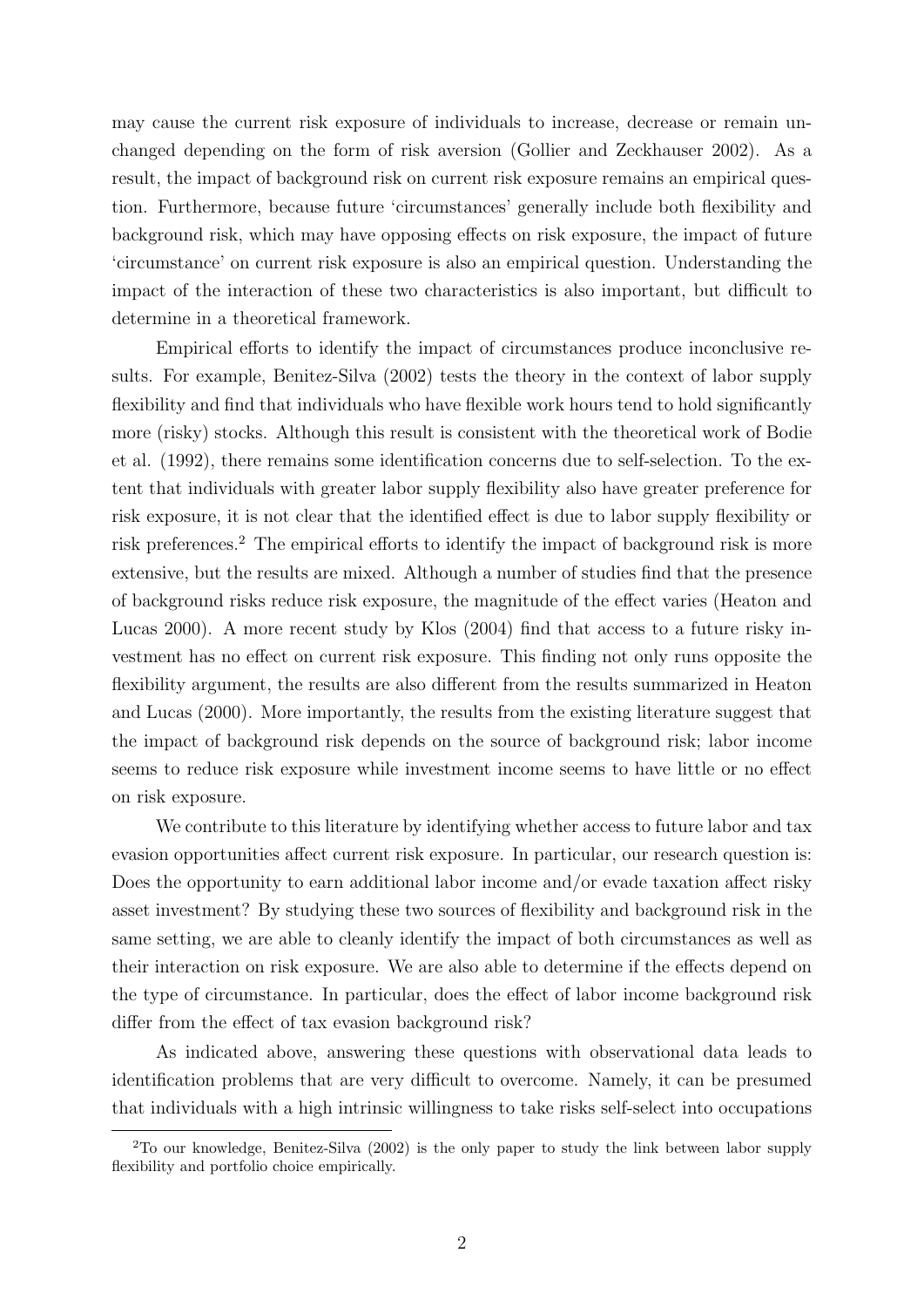may cause the current risk exposure of individuals to increase, decrease or remain unchanged depending on the form of risk aversion (Gollier and Zeckhauser 2002). As a result, the impact of background risk on current risk exposure remains an empirical question. Furthermore, because future 'circumstances' generally include both flexibility and background risk, which may have opposing effects on risk exposure, the impact of future 'circumstance' on current risk exposure is also an empirical question. Understanding the impact of the interaction of these two characteristics is also important, but difficult to determine in a theoretical framework.

Empirical efforts to identify the impact of circumstances produce inconclusive results. For example, Benitez-Silva (2002) tests the theory in the context of labor supply flexibility and find that individuals who have flexible work hours tend to hold significantly more (risky) stocks. Although this result is consistent with the theoretical work of Bodie et al. (1992), there remains some identification concerns due to self-selection. To the extent that individuals with greater labor supply flexibility also have greater preference for risk exposure, it is not clear that the identified effect is due to labor supply flexibility or risk preferences.[2] The empirical efforts to identify the impact of background risk is more extensive, but the results are mixed. Although a number of studies find that the presence of background risks reduce risk exposure, the magnitude of the effect varies (Heaton and Lucas 2000). A more recent study by Klos (2004) find that access to a future risky investment has no effect on current risk exposure. This finding not only runs opposite the flexibility argument, the results are also different from the results summarized in Heaton and Lucas (2000). More importantly, the results from the existing literature suggest that the impact of background risk depends on the source of background risk; labor income seems to reduce risk exposure while investment income seems to have little or no effect on risk exposure.

We contribute to this literature by identifying whether access to future labor and tax evasion opportunities affect current risk exposure. In particular, our research question is: Does the opportunity to earn additional labor income and/or evade taxation affect risky asset investment? By studying these two sources of flexibility and background risk in the same setting, we are able to cleanly identify the impact of both circumstances as well as their interaction on risk exposure. We are also able to determine if the effects depend on the type of circumstance. In particular, does the effect of labor income background risk differ from the effect of tax evasion background risk?

As indicated above, answering these questions with observational data leads to identification problems that are very difficult to overcome. Namely, it can be presumed that individuals with a high intrinsic willingness to take risks self-select into occupations

[2] To our knowledge, Benitez-Silva (2002) is the only paper to study the link between labor supply flexibility and portfolio choice empirically.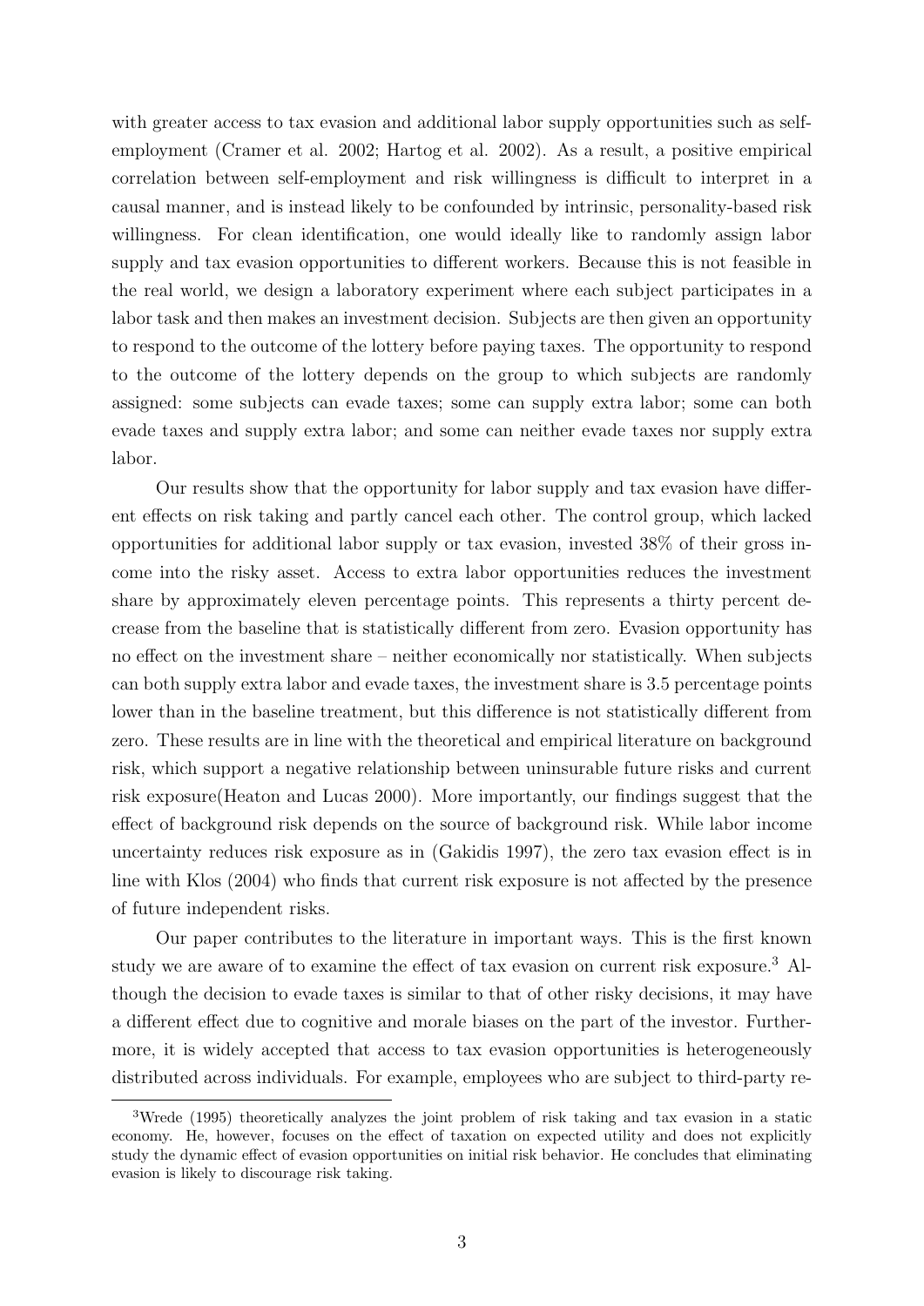with greater access to tax evasion and additional labor supply opportunities such as self-employment (Cramer et al. 2002; Hartog et al. 2002). As a result, a positive empirical correlation between self-employment and risk willingness is difficult to interpret in a causal manner, and is instead likely to be confounded by intrinsic, personality-based risk willingness. For clean identification, one would ideally like to randomly assign labor supply and tax evasion opportunities to different workers. Because this is not feasible in the real world, we design a laboratory experiment where each subject participates in a labor task and then makes an investment decision. Subjects are then given an opportunity to respond to the outcome of the lottery before paying taxes. The opportunity to respond to the outcome of the lottery depends on the group to which subjects are randomly assigned: some subjects can evade taxes; some can supply extra labor; some can both evade taxes and supply extra labor; and some can neither evade taxes nor supply extra labor.

Our results show that the opportunity for labor supply and tax evasion have different effects on risk taking and partly cancel each other. The control group, which lacked opportunities for additional labor supply or tax evasion, invested 38% of their gross income into the risky asset. Access to extra labor opportunities reduces the investment share by approximately eleven percentage points. This represents a thirty percent decrease from the baseline that is statistically different from zero. Evasion opportunity has no effect on the investment share – neither economically nor statistically. When subjects can both supply extra labor and evade taxes, the investment share is 3.5 percentage points lower than in the baseline treatment, but this difference is not statistically different from zero. These results are in line with the theoretical and empirical literature on background risk, which support a negative relationship between uninsurable future risks and current risk exposure(Heaton and Lucas 2000). More importantly, our findings suggest that the effect of background risk depends on the source of background risk. While labor income uncertainty reduces risk exposure as in (Gakidis 1997), the zero tax evasion effect is in line with Klos (2004) who finds that current risk exposure is not affected by the presence of future independent risks.

Our paper contributes to the literature in important ways. This is the first known study we are aware of to examine the effect of tax evasion on current risk exposure.[3] Although the decision to evade taxes is similar to that of other risky decisions, it may have a different effect due to cognitive and morale biases on the part of the investor. Furthermore, it is widely accepted that access to tax evasion opportunities is heterogeneously distributed across individuals. For example, employees who are subject to third-party re-

[3] Wrede (1995) theoretically analyzes the joint problem of risk taking and tax evasion in a static economy. He, however, focuses on the effect of taxation on expected utility and does not explicitly study the dynamic effect of evasion opportunities on initial risk behavior. He concludes that eliminating evasion is likely to discourage risk taking.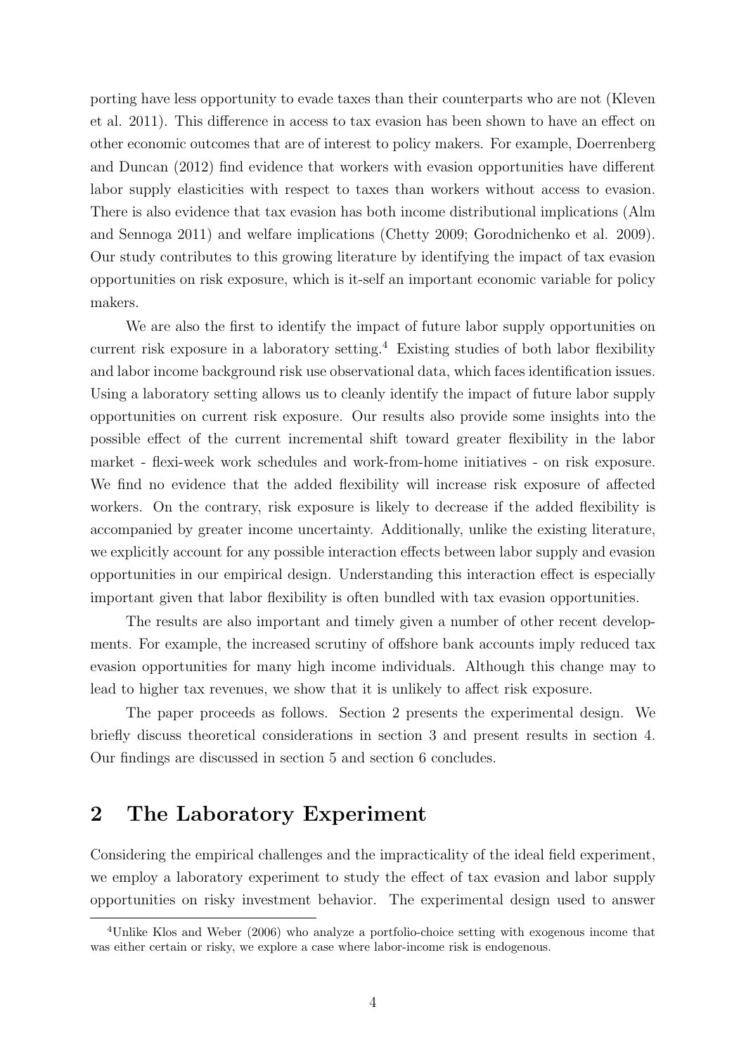porting have less opportunity to evade taxes than their counterparts who are not (Kleven et al. 2011). This difference in access to tax evasion has been shown to have an effect on other economic outcomes that are of interest to policy makers. For example, Doerrenberg and Duncan (2012) find evidence that workers with evasion opportunities have different labor supply elasticities with respect to taxes than workers without access to evasion. There is also evidence that tax evasion has both income distributional implications (Alm and Sennoga 2011) and welfare implications (Chetty 2009; Gorodnichenko et al. 2009). Our study contributes to this growing literature by identifying the impact of tax evasion opportunities on risk exposure, which is it-self an important economic variable for policy makers.

We are also the first to identify the impact of future labor supply opportunities on current risk exposure in a laboratory setting.[4] Existing studies of both labor flexibility and labor income background risk use observational data, which faces identification issues. Using a laboratory setting allows us to cleanly identify the impact of future labor supply opportunities on current risk exposure. Our results also provide some insights into the possible effect of the current incremental shift toward greater flexibility in the labor market - flexi-week work schedules and work-from-home initiatives - on risk exposure. We find no evidence that the added flexibility will increase risk exposure of affected workers. On the contrary, risk exposure is likely to decrease if the added flexibility is accompanied by greater income uncertainty. Additionally, unlike the existing literature, we explicitly account for any possible interaction effects between labor supply and evasion opportunities in our empirical design. Understanding this interaction effect is especially important given that labor flexibility is often bundled with tax evasion opportunities.

The results are also important and timely given a number of other recent developments. For example, the increased scrutiny of offshore bank accounts imply reduced tax evasion opportunities for many high income individuals. Although this change may to lead to higher tax revenues, we show that it is unlikely to affect risk exposure.

The paper proceeds as follows. Section 2 presents the experimental design. We briefly discuss theoretical considerations in section 3 and present results in section 4. Our findings are discussed in section 5 and section 6 concludes.

## 2 The Laboratory Experiment

Considering the empirical challenges and the impracticality of the ideal field experiment, we employ a laboratory experiment to study the effect of tax evasion and labor supply opportunities on risky investment behavior. The experimental design used to answer

[4] Unlike Klos and Weber (2006) who analyze a portfolio-choice setting with exogenous income that was either certain or risky, we explore a case where labor-income risk is endogenous.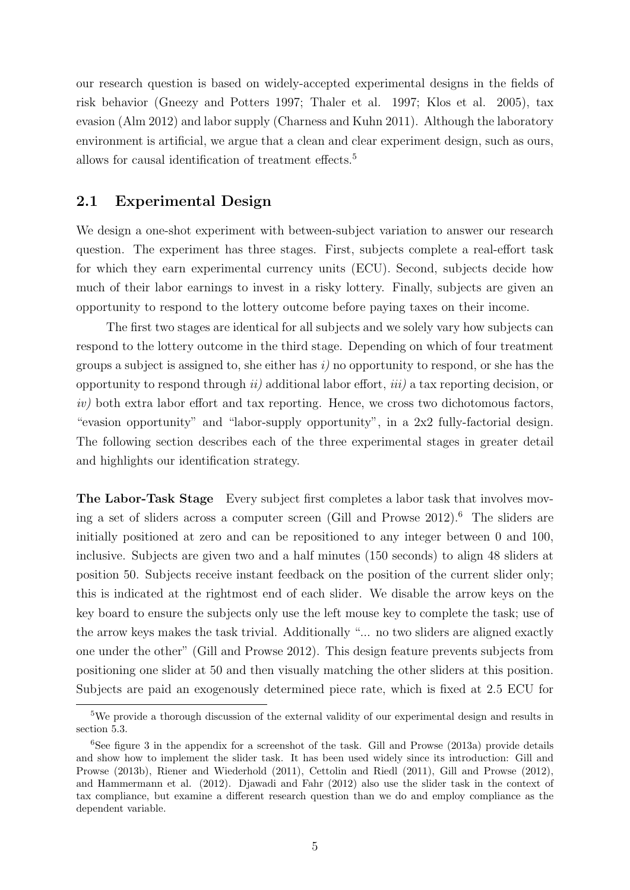our research question is based on widely-accepted experimental designs in the fields of risk behavior (Gneezy and Potters 1997; Thaler et al. 1997; Klos et al. 2005), tax evasion (Alm 2012) and labor supply (Charness and Kuhn 2011). Although the laboratory environment is artificial, we argue that a clean and clear experiment design, such as ours, allows for causal identification of treatment effects.[5]

## 2.1 Experimental Design

We design a one-shot experiment with between-subject variation to answer our research question. The experiment has three stages. First, subjects complete a real-effort task for which they earn experimental currency units (ECU). Second, subjects decide how much of their labor earnings to invest in a risky lottery. Finally, subjects are given an opportunity to respond to the lottery outcome before paying taxes on their income.

The first two stages are identical for all subjects and we solely vary how subjects can respond to the lottery outcome in the third stage. Depending on which of four treatment groups a subject is assigned to, she either has *i)* no opportunity to respond, or she has the opportunity to respond through *ii)* additional labor effort, *iii)* a tax reporting decision, or *iv)* both extra labor effort and tax reporting. Hence, we cross two dichotomous factors, "evasion opportunity" and "labor-supply opportunity", in a 2x2 fully-factorial design. The following section describes each of the three experimental stages in greater detail and highlights our identification strategy.

**The Labor-Task Stage** Every subject first completes a labor task that involves moving a set of sliders across a computer screen (Gill and Prowse 2012).[6] The sliders are initially positioned at zero and can be repositioned to any integer between 0 and 100, inclusive. Subjects are given two and a half minutes (150 seconds) to align 48 sliders at position 50. Subjects receive instant feedback on the position of the current slider only; this is indicated at the rightmost end of each slider. We disable the arrow keys on the key board to ensure the subjects only use the left mouse key to complete the task; use of the arrow keys makes the task trivial. Additionally "... no two sliders are aligned exactly one under the other" (Gill and Prowse 2012). This design feature prevents subjects from positioning one slider at 50 and then visually matching the other sliders at this position. Subjects are paid an exogenously determined piece rate, which is fixed at 2.5 ECU for

---

[5] We provide a thorough discussion of the external validity of our experimental design and results in section 5.3.

[6] See figure 3 in the appendix for a screenshot of the task. Gill and Prowse (2013a) provide details and show how to implement the slider task. It has been used widely since its introduction: Gill and Prowse (2013b), Riener and Wiederhold (2011), Cettolin and Riedl (2011), Gill and Prowse (2012), and Hammermann et al. (2012). Djawadi and Fahr (2012) also use the slider task in the context of tax compliance, but examine a different research question than we do and employ compliance as the dependent variable.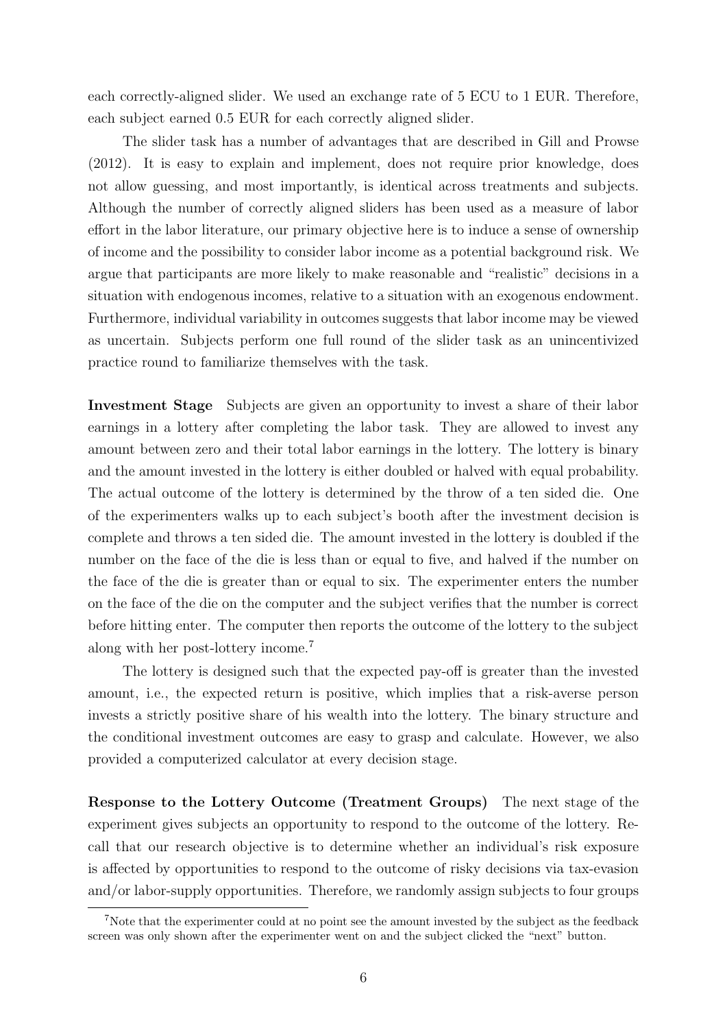each correctly-aligned slider. We used an exchange rate of 5 ECU to 1 EUR. Therefore, each subject earned 0.5 EUR for each correctly aligned slider.

The slider task has a number of advantages that are described in Gill and Prowse (2012). It is easy to explain and implement, does not require prior knowledge, does not allow guessing, and most importantly, is identical across treatments and subjects. Although the number of correctly aligned sliders has been used as a measure of labor effort in the labor literature, our primary objective here is to induce a sense of ownership of income and the possibility to consider labor income as a potential background risk. We argue that participants are more likely to make reasonable and "realistic" decisions in a situation with endogenous incomes, relative to a situation with an exogenous endowment. Furthermore, individual variability in outcomes suggests that labor income may be viewed as uncertain. Subjects perform one full round of the slider task as an unincentivized practice round to familiarize themselves with the task.

**Investment Stage** Subjects are given an opportunity to invest a share of their labor earnings in a lottery after completing the labor task. They are allowed to invest any amount between zero and their total labor earnings in the lottery. The lottery is binary and the amount invested in the lottery is either doubled or halved with equal probability. The actual outcome of the lottery is determined by the throw of a ten sided die. One of the experimenters walks up to each subject's booth after the investment decision is complete and throws a ten sided die. The amount invested in the lottery is doubled if the number on the face of the die is less than or equal to five, and halved if the number on the face of the die is greater than or equal to six. The experimenter enters the number on the face of the die on the computer and the subject verifies that the number is correct before hitting enter. The computer then reports the outcome of the lottery to the subject along with her post-lottery income.[7]

The lottery is designed such that the expected pay-off is greater than the invested amount, i.e., the expected return is positive, which implies that a risk-averse person invests a strictly positive share of his wealth into the lottery. The binary structure and the conditional investment outcomes are easy to grasp and calculate. However, we also provided a computerized calculator at every decision stage.

**Response to the Lottery Outcome (Treatment Groups)** The next stage of the experiment gives subjects an opportunity to respond to the outcome of the lottery. Recall that our research objective is to determine whether an individual's risk exposure is affected by opportunities to respond to the outcome of risky decisions via tax-evasion and/or labor-supply opportunities. Therefore, we randomly assign subjects to four groups

[7]Note that the experimenter could at no point see the amount invested by the subject as the feedback screen was only shown after the experimenter went on and the subject clicked the "next" button.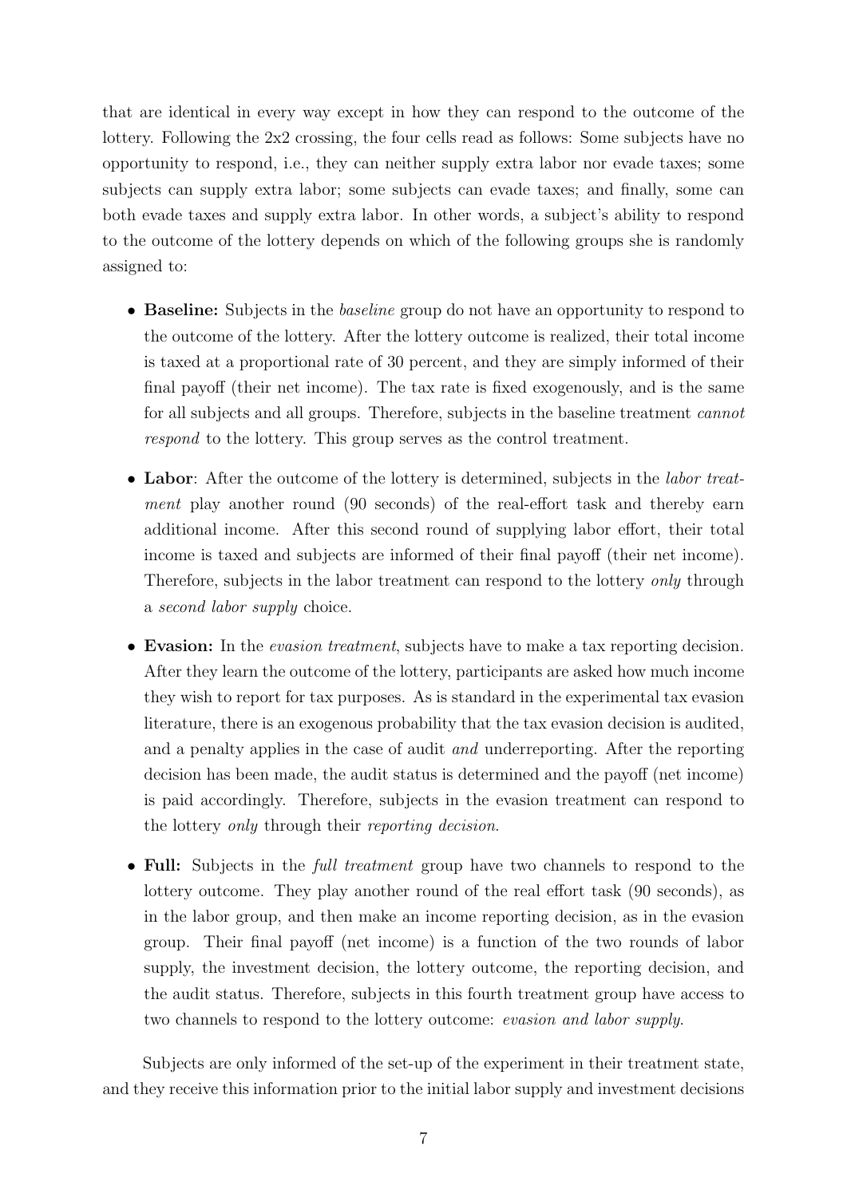that are identical in every way except in how they can respond to the outcome of the lottery. Following the 2x2 crossing, the four cells read as follows: Some subjects have no opportunity to respond, i.e., they can neither supply extra labor nor evade taxes; some subjects can supply extra labor; some subjects can evade taxes; and finally, some can both evade taxes and supply extra labor. In other words, a subject's ability to respond to the outcome of the lottery depends on which of the following groups she is randomly assigned to:

- **Baseline:** Subjects in the *baseline* group do not have an opportunity to respond to the outcome of the lottery. After the lottery outcome is realized, their total income is taxed at a proportional rate of 30 percent, and they are simply informed of their final payoff (their net income). The tax rate is fixed exogenously, and is the same for all subjects and all groups. Therefore, subjects in the baseline treatment *cannot respond* to the lottery. This group serves as the control treatment.
- **Labor**: After the outcome of the lottery is determined, subjects in the *labor treatment* play another round (90 seconds) of the real-effort task and thereby earn additional income. After this second round of supplying labor effort, their total income is taxed and subjects are informed of their final payoff (their net income). Therefore, subjects in the labor treatment can respond to the lottery *only* through a *second labor supply* choice.
- **Evasion:** In the *evasion treatment*, subjects have to make a tax reporting decision. After they learn the outcome of the lottery, participants are asked how much income they wish to report for tax purposes. As is standard in the experimental tax evasion literature, there is an exogenous probability that the tax evasion decision is audited, and a penalty applies in the case of audit *and* underreporting. After the reporting decision has been made, the audit status is determined and the payoff (net income) is paid accordingly. Therefore, subjects in the evasion treatment can respond to the lottery *only* through their *reporting decision*.
- **Full:** Subjects in the *full treatment* group have two channels to respond to the lottery outcome. They play another round of the real effort task (90 seconds), as in the labor group, and then make an income reporting decision, as in the evasion group. Their final payoff (net income) is a function of the two rounds of labor supply, the investment decision, the lottery outcome, the reporting decision, and the audit status. Therefore, subjects in this fourth treatment group have access to two channels to respond to the lottery outcome: *evasion and labor supply*.

Subjects are only informed of the set-up of the experiment in their treatment state, and they receive this information prior to the initial labor supply and investment decisions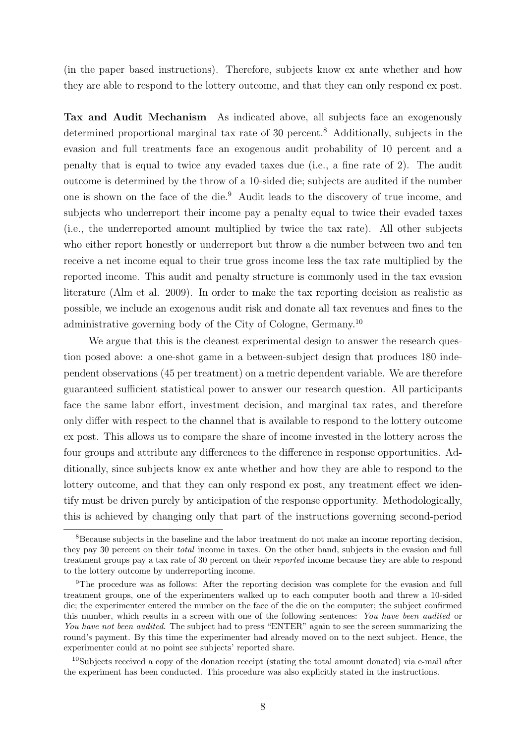(in the paper based instructions). Therefore, subjects know ex ante whether and how they are able to respond to the lottery outcome, and that they can only respond ex post.

**Tax and Audit Mechanism** As indicated above, all subjects face an exogenously determined proportional marginal tax rate of 30 percent.[8] Additionally, subjects in the evasion and full treatments face an exogenous audit probability of 10 percent and a penalty that is equal to twice any evaded taxes due (i.e., a fine rate of 2). The audit outcome is determined by the throw of a 10-sided die; subjects are audited if the number one is shown on the face of the die.[9] Audit leads to the discovery of true income, and subjects who underreport their income pay a penalty equal to twice their evaded taxes (i.e., the underreported amount multiplied by twice the tax rate). All other subjects who either report honestly or underreport but throw a die number between two and ten receive a net income equal to their true gross income less the tax rate multiplied by the reported income. This audit and penalty structure is commonly used in the tax evasion literature (Alm et al. 2009). In order to make the tax reporting decision as realistic as possible, we include an exogenous audit risk and donate all tax revenues and fines to the administrative governing body of the City of Cologne, Germany.[10]

We argue that this is the cleanest experimental design to answer the research question posed above: a one-shot game in a between-subject design that produces 180 independent observations (45 per treatment) on a metric dependent variable. We are therefore guaranteed sufficient statistical power to answer our research question. All participants face the same labor effort, investment decision, and marginal tax rates, and therefore only differ with respect to the channel that is available to respond to the lottery outcome ex post. This allows us to compare the share of income invested in the lottery across the four groups and attribute any differences to the difference in response opportunities. Additionally, since subjects know ex ante whether and how they are able to respond to the lottery outcome, and that they can only respond ex post, any treatment effect we identify must be driven purely by anticipation of the response opportunity. Methodologically, this is achieved by changing only that part of the instructions governing second-period

[8] Because subjects in the baseline and the labor treatment do not make an income reporting decision, they pay 30 percent on their *total* income in taxes. On the other hand, subjects in the evasion and full treatment groups pay a tax rate of 30 percent on their *reported* income because they are able to respond to the lottery outcome by underreporting income.

[9] The procedure was as follows: After the reporting decision was complete for the evasion and full treatment groups, one of the experimenters walked up to each computer booth and threw a 10-sided die; the experimenter entered the number on the face of the die on the computer; the subject confirmed this number, which results in a screen with one of the following sentences: *You have been audited* or *You have not been audited*. The subject had to press "ENTER" again to see the screen summarizing the round's payment. By this time the experimenter had already moved on to the next subject. Hence, the experimenter could at no point see subjects' reported share.

[10] Subjects received a copy of the donation receipt (stating the total amount donated) via e-mail after the experiment has been conducted. This procedure was also explicitly stated in the instructions.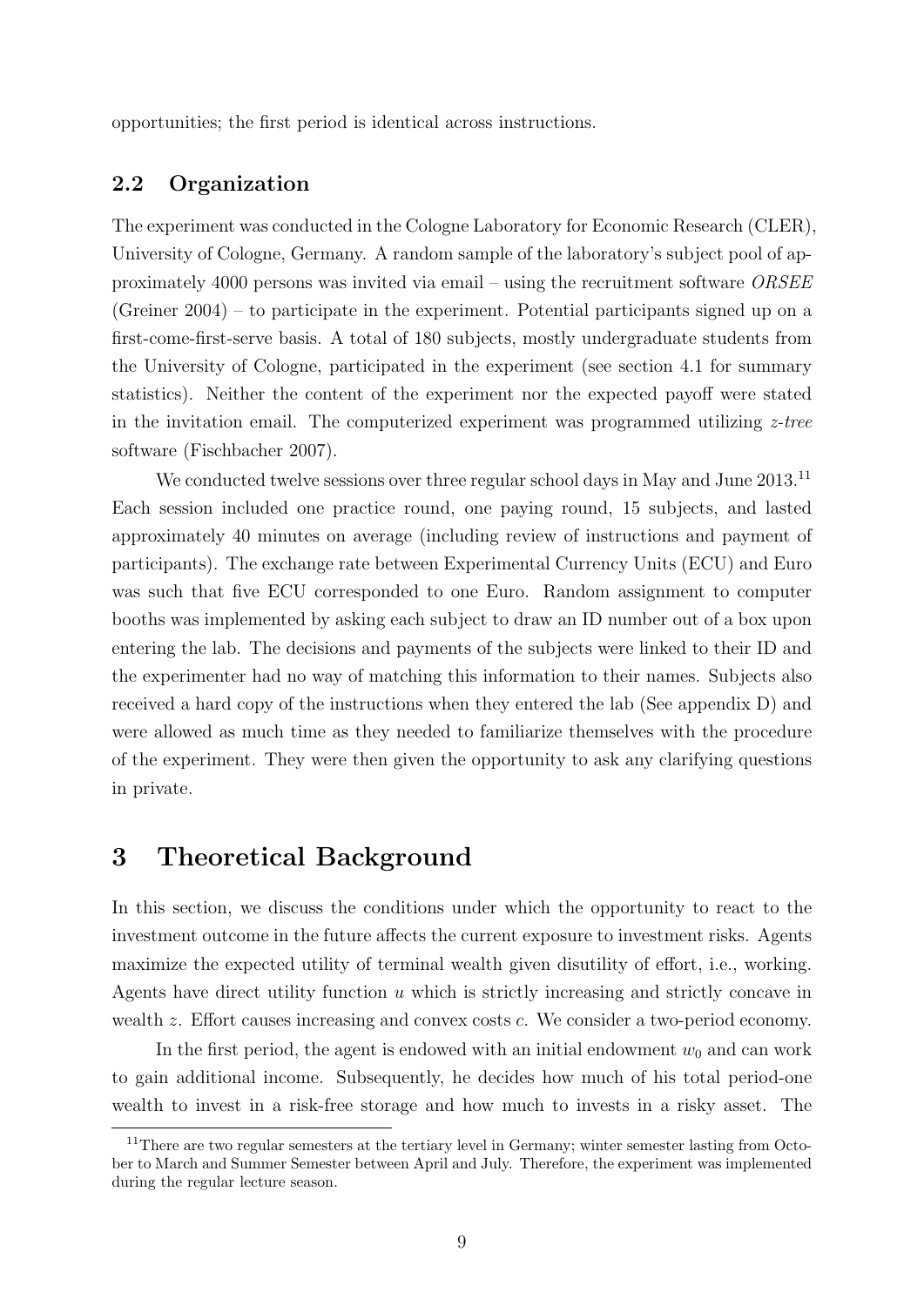opportunities; the first period is identical across instructions.

## 2.2 Organization

The experiment was conducted in the Cologne Laboratory for Economic Research (CLER), University of Cologne, Germany. A random sample of the laboratory's subject pool of approximately 4000 persons was invited via email – using the recruitment software *ORSEE* (Greiner 2004) – to participate in the experiment. Potential participants signed up on a first-come-first-serve basis. A total of 180 subjects, mostly undergraduate students from the University of Cologne, participated in the experiment (see section 4.1 for summary statistics). Neither the content of the experiment nor the expected payoff were stated in the invitation email. The computerized experiment was programmed utilizing *z-tree* software (Fischbacher 2007).

We conducted twelve sessions over three regular school days in May and June 2013.[11] Each session included one practice round, one paying round, 15 subjects, and lasted approximately 40 minutes on average (including review of instructions and payment of participants). The exchange rate between Experimental Currency Units (ECU) and Euro was such that five ECU corresponded to one Euro. Random assignment to computer booths was implemented by asking each subject to draw an ID number out of a box upon entering the lab. The decisions and payments of the subjects were linked to their ID and the experimenter had no way of matching this information to their names. Subjects also received a hard copy of the instructions when they entered the lab (See appendix D) and were allowed as much time as they needed to familiarize themselves with the procedure of the experiment. They were then given the opportunity to ask any clarifying questions in private.

# 3 Theoretical Background

In this section, we discuss the conditions under which the opportunity to react to the investment outcome in the future affects the current exposure to investment risks. Agents maximize the expected utility of terminal wealth given disutility of effort, i.e., working. Agents have direct utility function $u$ which is strictly increasing and strictly concave in wealth $z$. Effort causes increasing and convex costs $c$. We consider a two-period economy.

In the first period, the agent is endowed with an initial endowment $w_0$ and can work to gain additional income. Subsequently, he decides how much of his total period-one wealth to invest in a risk-free storage and how much to invests in a risky asset. The

[11] There are two regular semesters at the tertiary level in Germany; winter semester lasting from October to March and Summer Semester between April and July. Therefore, the experiment was implemented during the regular lecture season.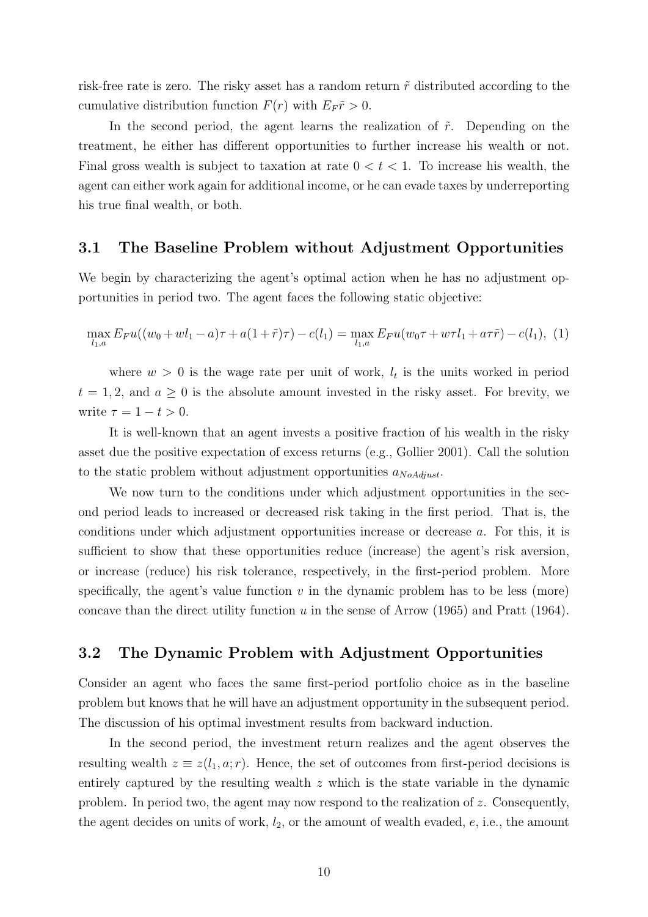risk-free rate is zero. The risky asset has a random return $\tilde{r}$ distributed according to the cumulative distribution function $F(r)$ with $E_F\tilde{r} > 0$.

In the second period, the agent learns the realization of $\tilde{r}$. Depending on the treatment, he either has different opportunities to further increase his wealth or not. Final gross wealth is subject to taxation at rate $0 < t < 1$. To increase his wealth, the agent can either work again for additional income, or he can evade taxes by underreporting his true final wealth, or both.

## 3.1 The Baseline Problem without Adjustment Opportunities

We begin by characterizing the agent's optimal action when he has no adjustment opportunities in period two. The agent faces the following static objective:

$$\max_{l_1,a} E_F u((w_0 + wl_1 - a)\tau + a(1+\tilde{r})\tau) - c(l_1) = \max_{l_1,a} E_F u(w_0\tau + w\tau l_1 + a\tau\tilde{r}) - c(l_1), \quad (1)$$

where $w > 0$ is the wage rate per unit of work, $l_t$ is the units worked in period $t = 1, 2$, and $a \geq 0$ is the absolute amount invested in the risky asset. For brevity, we write $\tau = 1 - t > 0$.

It is well-known that an agent invests a positive fraction of his wealth in the risky asset due the positive expectation of excess returns (e.g., Gollier 2001). Call the solution to the static problem without adjustment opportunities $a_{NoAdjust}$.

We now turn to the conditions under which adjustment opportunities in the second period leads to increased or decreased risk taking in the first period. That is, the conditions under which adjustment opportunities increase or decrease $a$. For this, it is sufficient to show that these opportunities reduce (increase) the agent's risk aversion, or increase (reduce) his risk tolerance, respectively, in the first-period problem. More specifically, the agent's value function $v$ in the dynamic problem has to be less (more) concave than the direct utility function $u$ in the sense of Arrow (1965) and Pratt (1964).

## 3.2 The Dynamic Problem with Adjustment Opportunities

Consider an agent who faces the same first-period portfolio choice as in the baseline problem but knows that he will have an adjustment opportunity in the subsequent period. The discussion of his optimal investment results from backward induction.

In the second period, the investment return realizes and the agent observes the resulting wealth $z \equiv z(l_1, a; r)$. Hence, the set of outcomes from first-period decisions is entirely captured by the resulting wealth $z$ which is the state variable in the dynamic problem. In period two, the agent may now respond to the realization of $z$. Consequently, the agent decides on units of work, $l_2$, or the amount of wealth evaded, $e$, i.e., the amount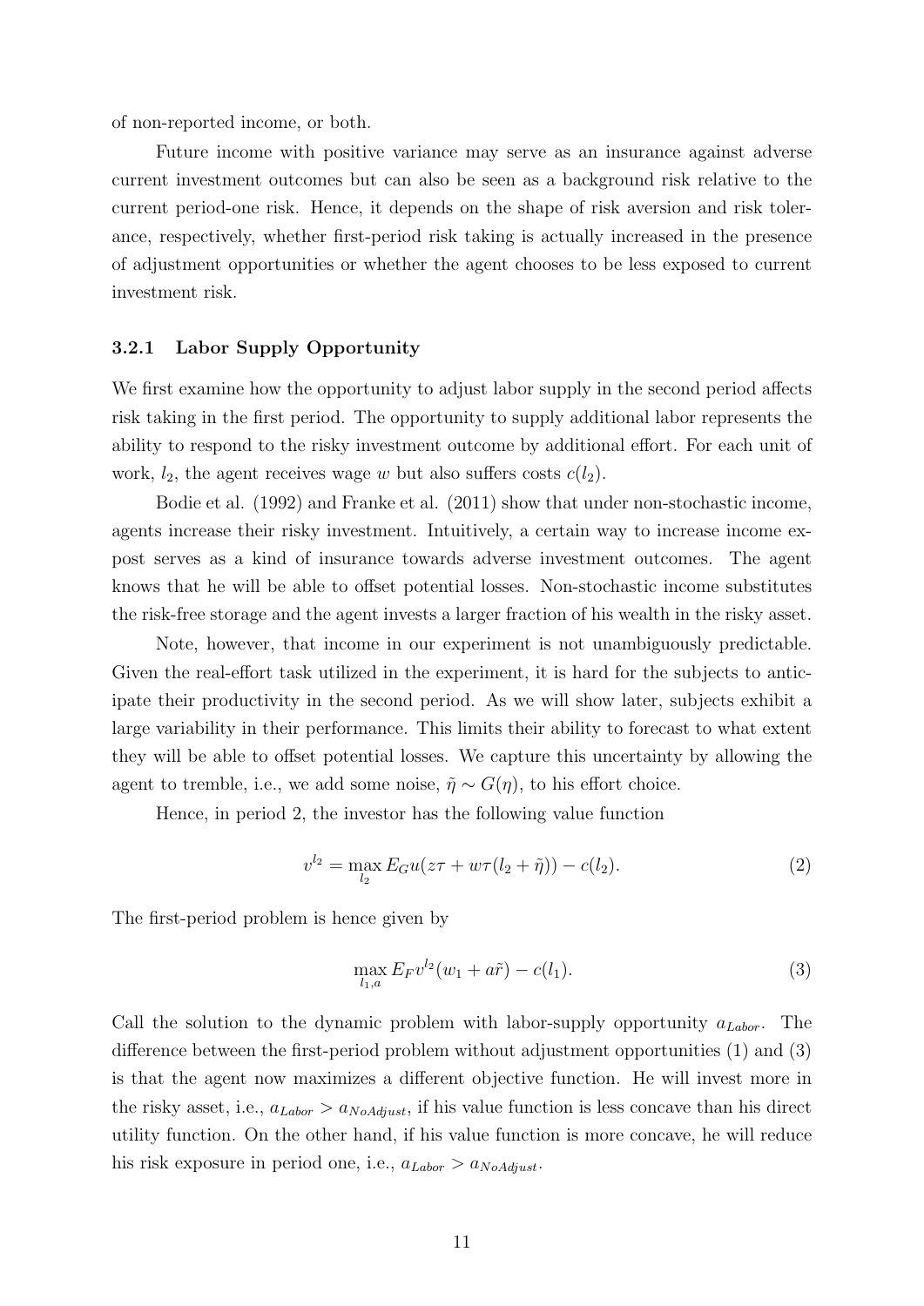of non-reported income, or both.

Future income with positive variance may serve as an insurance against adverse current investment outcomes but can also be seen as a background risk relative to the current period-one risk. Hence, it depends on the shape of risk aversion and risk tolerance, respectively, whether first-period risk taking is actually increased in the presence of adjustment opportunities or whether the agent chooses to be less exposed to current investment risk.

### 3.2.1 Labor Supply Opportunity

We first examine how the opportunity to adjust labor supply in the second period affects risk taking in the first period. The opportunity to supply additional labor represents the ability to respond to the risky investment outcome by additional effort. For each unit of work, $l_2$, the agent receives wage $w$ but also suffers costs $c(l_2)$.

Bodie et al. (1992) and Franke et al. (2011) show that under non-stochastic income, agents increase their risky investment. Intuitively, a certain way to increase income ex-post serves as a kind of insurance towards adverse investment outcomes. The agent knows that he will be able to offset potential losses. Non-stochastic income substitutes the risk-free storage and the agent invests a larger fraction of his wealth in the risky asset.

Note, however, that income in our experiment is not unambiguously predictable. Given the real-effort task utilized in the experiment, it is hard for the subjects to anticipate their productivity in the second period. As we will show later, subjects exhibit a large variability in their performance. This limits their ability to forecast to what extent they will be able to offset potential losses. We capture this uncertainty by allowing the agent to tremble, i.e., we add some noise, $\tilde{\eta} \sim G(\eta)$, to his effort choice.

Hence, in period 2, the investor has the following value function

$$v^{l_2} = \max_{l_2} E_G u(z\tau + w\tau(l_2 + \tilde{\eta})) - c(l_2). \tag{2}$$

The first-period problem is hence given by

$$\max_{l_1, a} E_F v^{l_2}(w_1 + a\tilde{r}) - c(l_1). \tag{3}$$

Call the solution to the dynamic problem with labor-supply opportunity $a_{Labor}$. The difference between the first-period problem without adjustment opportunities (1) and (3) is that the agent now maximizes a different objective function. He will invest more in the risky asset, i.e., $a_{Labor} > a_{NoAdjust}$, if his value function is less concave than his direct utility function. On the other hand, if his value function is more concave, he will reduce his risk exposure in period one, i.e., $a_{Labor} > a_{NoAdjust}$.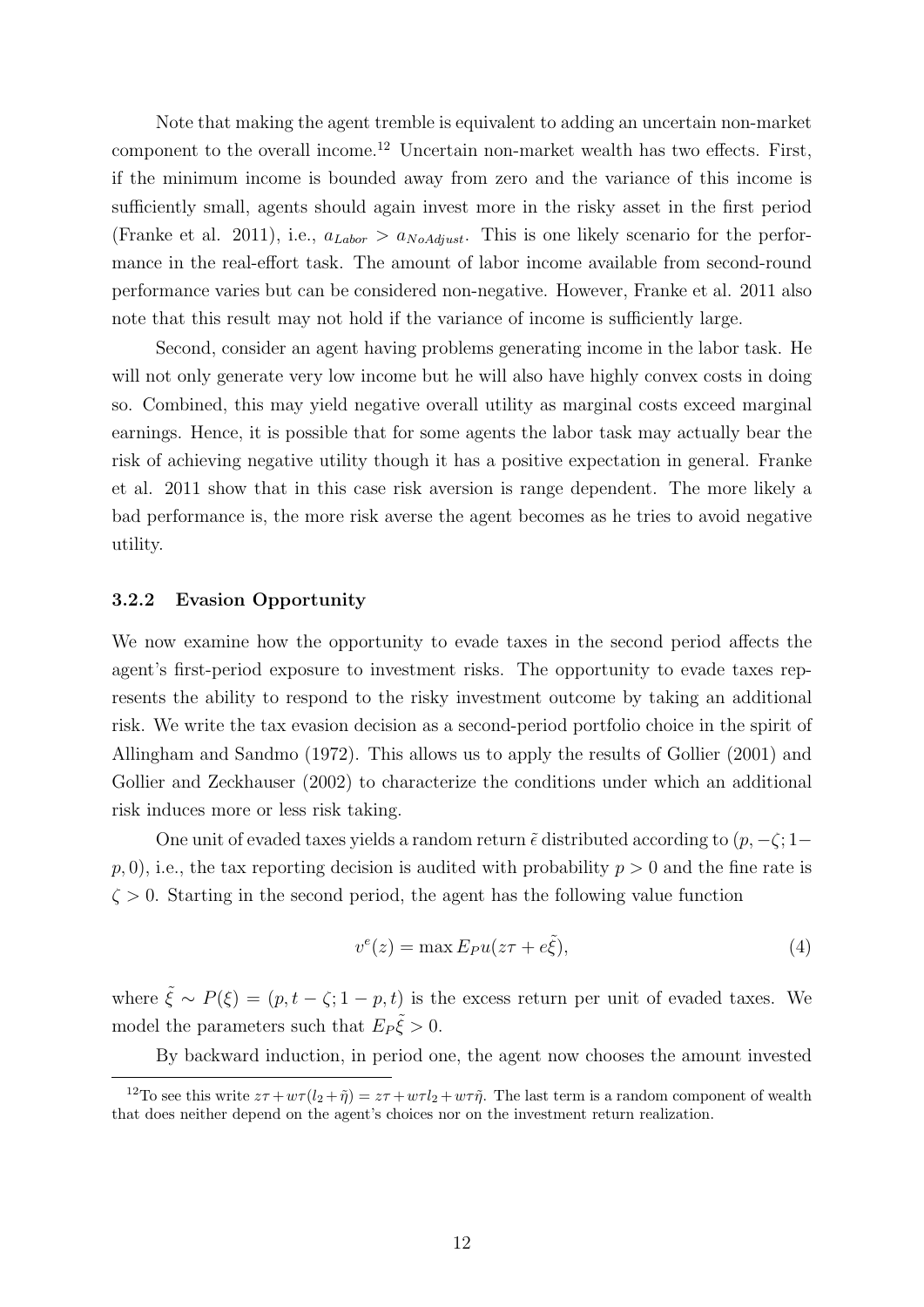Note that making the agent tremble is equivalent to adding an uncertain non-market component to the overall income.[12] Uncertain non-market wealth has two effects. First, if the minimum income is bounded away from zero and the variance of this income is sufficiently small, agents should again invest more in the risky asset in the first period (Franke et al. 2011), i.e., $a_{Labor} > a_{NoAdjust}$. This is one likely scenario for the performance in the real-effort task. The amount of labor income available from second-round performance varies but can be considered non-negative. However, Franke et al. 2011 also note that this result may not hold if the variance of income is sufficiently large.

Second, consider an agent having problems generating income in the labor task. He will not only generate very low income but he will also have highly convex costs in doing so. Combined, this may yield negative overall utility as marginal costs exceed marginal earnings. Hence, it is possible that for some agents the labor task may actually bear the risk of achieving negative utility though it has a positive expectation in general. Franke et al. 2011 show that in this case risk aversion is range dependent. The more likely a bad performance is, the more risk averse the agent becomes as he tries to avoid negative utility.

### 3.2.2 Evasion Opportunity

We now examine how the opportunity to evade taxes in the second period affects the agent's first-period exposure to investment risks. The opportunity to evade taxes represents the ability to respond to the risky investment outcome by taking an additional risk. We write the tax evasion decision as a second-period portfolio choice in the spirit of Allingham and Sandmo (1972). This allows us to apply the results of Gollier (2001) and Gollier and Zeckhauser (2002) to characterize the conditions under which an additional risk induces more or less risk taking.

One unit of evaded taxes yields a random return $\tilde{\epsilon}$ distributed according to $(p, -\zeta; 1-p, 0)$, i.e., the tax reporting decision is audited with probability $p > 0$ and the fine rate is $\zeta > 0$. Starting in the second period, the agent has the following value function

$$v^e(z) = \max E_P u(z\tau + e\tilde{\xi}), \tag{4}$$

where $\tilde{\xi} \sim P(\xi) = (p, t - \zeta; 1 - p, t)$ is the excess return per unit of evaded taxes. We model the parameters such that $E_P\tilde{\xi} > 0$.

By backward induction, in period one, the agent now chooses the amount invested

[12] To see this write $z\tau + w\tau(l_2 + \tilde{\eta}) = z\tau + w\tau l_2 + w\tau\tilde{\eta}$. The last term is a random component of wealth that does neither depend on the agent's choices nor on the investment return realization.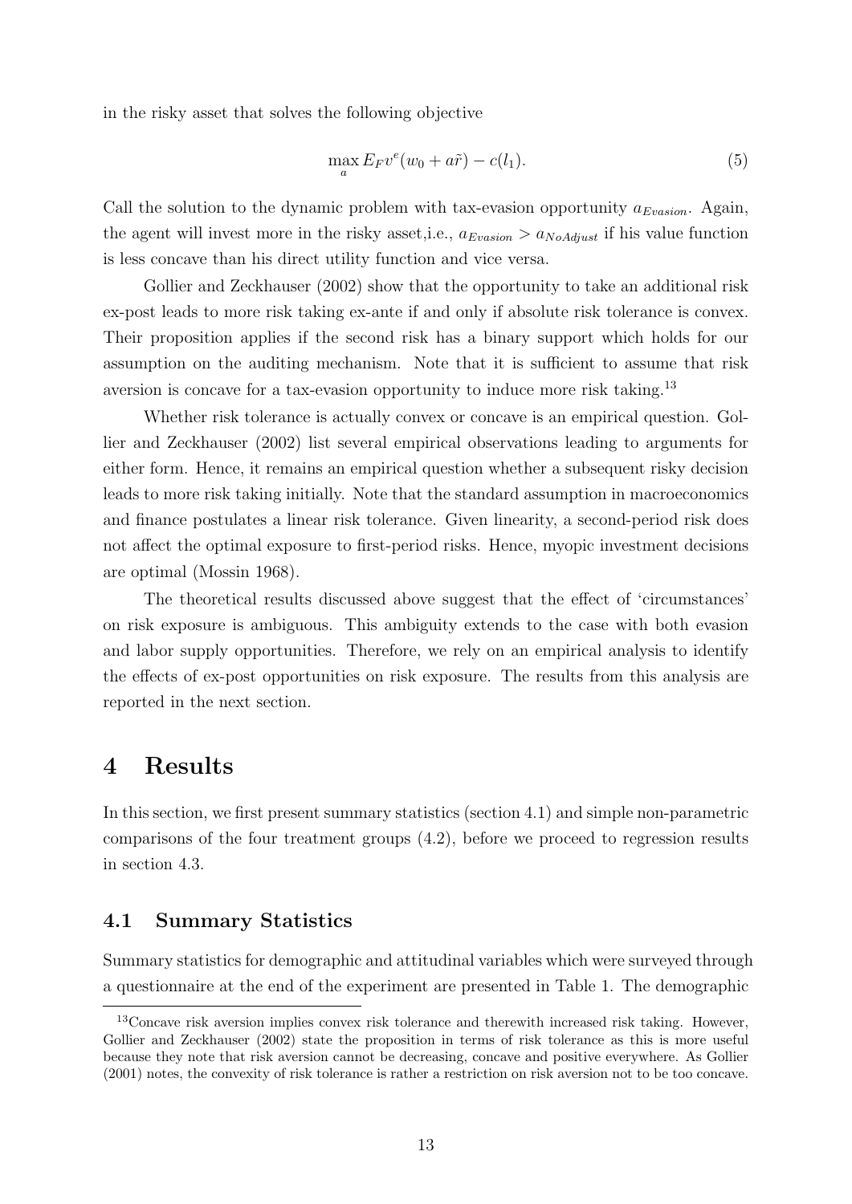in the risky asset that solves the following objective

$$\max_{a} E_F v^e(w_0 + a\tilde{r}) - c(l_1). \tag{5}$$

Call the solution to the dynamic problem with tax-evasion opportunity $a_{Evasion}$. Again, the agent will invest more in the risky asset,i.e., $a_{Evasion} > a_{NoAdjust}$ if his value function is less concave than his direct utility function and vice versa.

Gollier and Zeckhauser (2002) show that the opportunity to take an additional risk ex-post leads to more risk taking ex-ante if and only if absolute risk tolerance is convex. Their proposition applies if the second risk has a binary support which holds for our assumption on the auditing mechanism. Note that it is sufficient to assume that risk aversion is concave for a tax-evasion opportunity to induce more risk taking.[13]

Whether risk tolerance is actually convex or concave is an empirical question. Gollier and Zeckhauser (2002) list several empirical observations leading to arguments for either form. Hence, it remains an empirical question whether a subsequent risky decision leads to more risk taking initially. Note that the standard assumption in macroeconomics and finance postulates a linear risk tolerance. Given linearity, a second-period risk does not affect the optimal exposure to first-period risks. Hence, myopic investment decisions are optimal (Mossin 1968).

The theoretical results discussed above suggest that the effect of 'circumstances' on risk exposure is ambiguous. This ambiguity extends to the case with both evasion and labor supply opportunities. Therefore, we rely on an empirical analysis to identify the effects of ex-post opportunities on risk exposure. The results from this analysis are reported in the next section.

# 4 Results

In this section, we first present summary statistics (section 4.1) and simple non-parametric comparisons of the four treatment groups (4.2), before we proceed to regression results in section 4.3.

## 4.1 Summary Statistics

Summary statistics for demographic and attitudinal variables which were surveyed through a questionnaire at the end of the experiment are presented in Table 1. The demographic

[13] Concave risk aversion implies convex risk tolerance and therewith increased risk taking. However, Gollier and Zeckhauser (2002) state the proposition in terms of risk tolerance as this is more useful because they note that risk aversion cannot be decreasing, concave and positive everywhere. As Gollier (2001) notes, the convexity of risk tolerance is rather a restriction on risk aversion not to be too concave.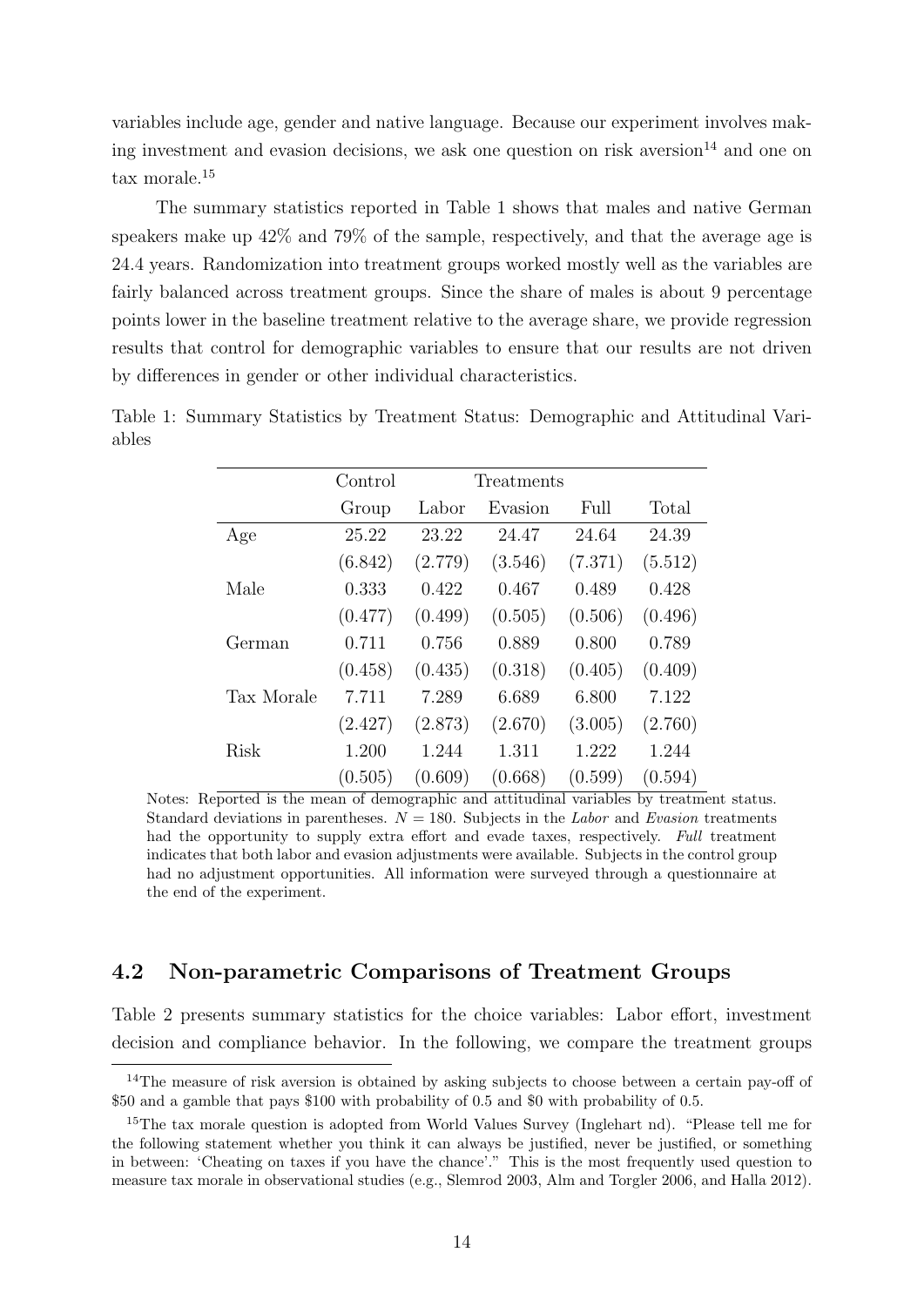variables include age, gender and native language. Because our experiment involves making investment and evasion decisions, we ask one question on risk aversion[14] and one on tax morale.[15]

The summary statistics reported in Table 1 shows that males and native German speakers make up 42% and 79% of the sample, respectively, and that the average age is 24.4 years. Randomization into treatment groups worked mostly well as the variables are fairly balanced across treatment groups. Since the share of males is about 9 percentage points lower in the baseline treatment relative to the average share, we provide regression results that control for demographic variables to ensure that our results are not driven by differences in gender or other individual characteristics.

Table 1: Summary Statistics by Treatment Status: Demographic and Attitudinal Variables

| | Control | Treatments | | | |
|---|---|---|---|---|---|
| | Group | Labor | Evasion | Full | Total |
| Age | 25.22 | 23.22 | 24.47 | 24.64 | 24.39 |
| | (6.842) | (2.779) | (3.546) | (7.371) | (5.512) |
| Male | 0.333 | 0.422 | 0.467 | 0.489 | 0.428 |
| | (0.477) | (0.499) | (0.505) | (0.506) | (0.496) |
| German | 0.711 | 0.756 | 0.889 | 0.800 | 0.789 |
| | (0.458) | (0.435) | (0.318) | (0.405) | (0.409) |
| Tax Morale | 7.711 | 7.289 | 6.689 | 6.800 | 7.122 |
| | (2.427) | (2.873) | (2.670) | (3.005) | (2.760) |
| Risk | 1.200 | 1.244 | 1.311 | 1.222 | 1.244 |
| | (0.505) | (0.609) | (0.668) | (0.599) | (0.594) |

Notes: Reported is the mean of demographic and attitudinal variables by treatment status. Standard deviations in parentheses. $N = 180$. Subjects in the *Labor* and *Evasion* treatments had the opportunity to supply extra effort and evade taxes, respectively. *Full* treatment indicates that both labor and evasion adjustments were available. Subjects in the control group had no adjustment opportunities. All information were surveyed through a questionnaire at the end of the experiment.

## 4.2 Non-parametric Comparisons of Treatment Groups

Table 2 presents summary statistics for the choice variables: Labor effort, investment decision and compliance behavior. In the following, we compare the treatment groups

[14]The measure of risk aversion is obtained by asking subjects to choose between a certain pay-off of \$50 and a gamble that pays \$100 with probability of 0.5 and \$0 with probability of 0.5.

[15]The tax morale question is adopted from World Values Survey (Inglehart nd). "Please tell me for the following statement whether you think it can always be justified, never be justified, or something in between: 'Cheating on taxes if you have the chance'." This is the most frequently used question to measure tax morale in observational studies (e.g., Slemrod 2003, Alm and Torgler 2006, and Halla 2012).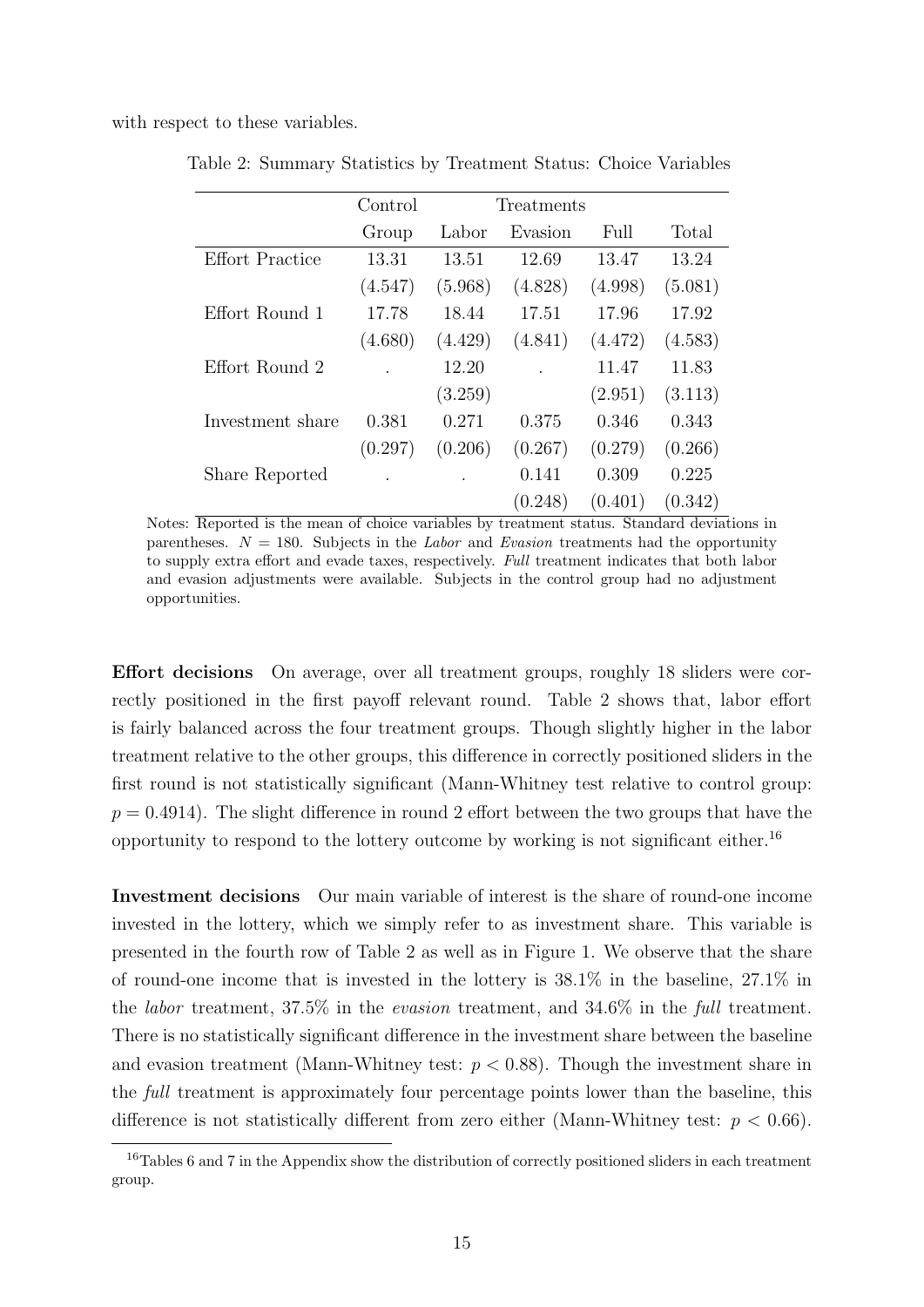with respect to these variables.

Table 2: Summary Statistics by Treatment Status: Choice Variables

| | Control | Treatments | | | |
|---|---|---|---|---|---|
| | Group | Labor | Evasion | Full | Total |
| Effort Practice | 13.31 | 13.51 | 12.69 | 13.47 | 13.24 |
| | (4.547) | (5.968) | (4.828) | (4.998) | (5.081) |
| Effort Round 1 | 17.78 | 18.44 | 17.51 | 17.96 | 17.92 |
| | (4.680) | (4.429) | (4.841) | (4.472) | (4.583) |
| Effort Round 2 | . | 12.20 | . | 11.47 | 11.83 |
| | | (3.259) | | (2.951) | (3.113) |
| Investment share | 0.381 | 0.271 | 0.375 | 0.346 | 0.343 |
| | (0.297) | (0.206) | (0.267) | (0.279) | (0.266) |
| Share Reported | . | . | 0.141 | 0.309 | 0.225 |
| | | | (0.248) | (0.401) | (0.342) |

Notes: Reported is the mean of choice variables by treatment status. Standard deviations in parentheses. $N = 180$. Subjects in the *Labor* and *Evasion* treatments had the opportunity to supply extra effort and evade taxes, respectively. *Full* treatment indicates that both labor and evasion adjustments were available. Subjects in the control group had no adjustment opportunities.

**Effort decisions** On average, over all treatment groups, roughly 18 sliders were correctly positioned in the first payoff relevant round. Table 2 shows that, labor effort is fairly balanced across the four treatment groups. Though slightly higher in the labor treatment relative to the other groups, this difference in correctly positioned sliders in the first round is not statistically significant (Mann-Whitney test relative to control group: $p = 0.4914$). The slight difference in round 2 effort between the two groups that have the opportunity to respond to the lottery outcome by working is not significant either.[16]

**Investment decisions** Our main variable of interest is the share of round-one income invested in the lottery, which we simply refer to as investment share. This variable is presented in the fourth row of Table 2 as well as in Figure 1. We observe that the share of round-one income that is invested in the lottery is 38.1% in the baseline, 27.1% in the *labor* treatment, 37.5% in the *evasion* treatment, and 34.6% in the *full* treatment. There is no statistically significant difference in the investment share between the baseline and evasion treatment (Mann-Whitney test: $p < 0.88$). Though the investment share in the *full* treatment is approximately four percentage points lower than the baseline, this difference is not statistically different from zero either (Mann-Whitney test: $p < 0.66$).

[16] Tables 6 and 7 in the Appendix show the distribution of correctly positioned sliders in each treatment group.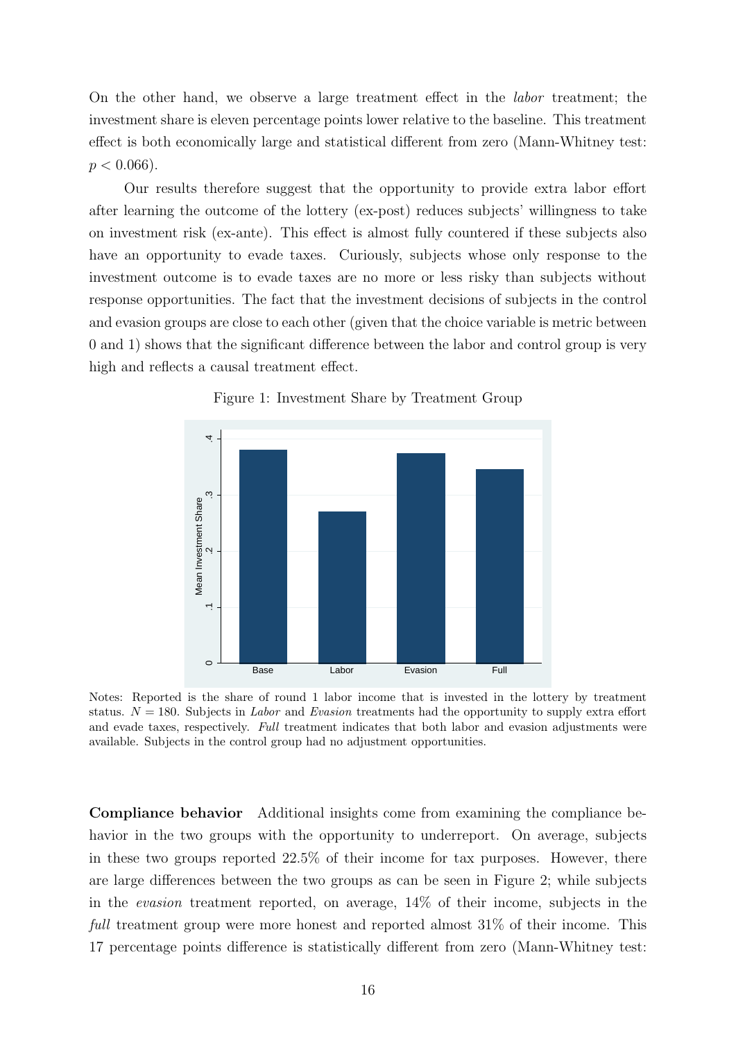On the other hand, we observe a large treatment effect in the *labor* treatment; the investment share is eleven percentage points lower relative to the baseline. This treatment effect is both economically large and statistical different from zero (Mann-Whitney test: $p < 0.066$).

Our results therefore suggest that the opportunity to provide extra labor effort after learning the outcome of the lottery (ex-post) reduces subjects' willingness to take on investment risk (ex-ante). This effect is almost fully countered if these subjects also have an opportunity to evade taxes. Curiously, subjects whose only response to the investment outcome is to evade taxes are no more or less risky than subjects without response opportunities. The fact that the investment decisions of subjects in the control and evasion groups are close to each other (given that the choice variable is metric between 0 and 1) shows that the significant difference between the labor and control group is very high and reflects a causal treatment effect.

Figure 1: Investment Share by Treatment Group

Notes: Reported is the share of round 1 labor income that is invested in the lottery by treatment status. $N = 180$. Subjects in *Labor* and *Evasion* treatments had the opportunity to supply extra effort and evade taxes, respectively. *Full* treatment indicates that both labor and evasion adjustments were available. Subjects in the control group had no adjustment opportunities.

**Compliance behavior** Additional insights come from examining the compliance behavior in the two groups with the opportunity to underreport. On average, subjects in these two groups reported 22.5% of their income for tax purposes. However, there are large differences between the two groups as can be seen in Figure 2; while subjects in the *evasion* treatment reported, on average, 14% of their income, subjects in the *full* treatment group were more honest and reported almost 31% of their income. This 17 percentage points difference is statistically different from zero (Mann-Whitney test: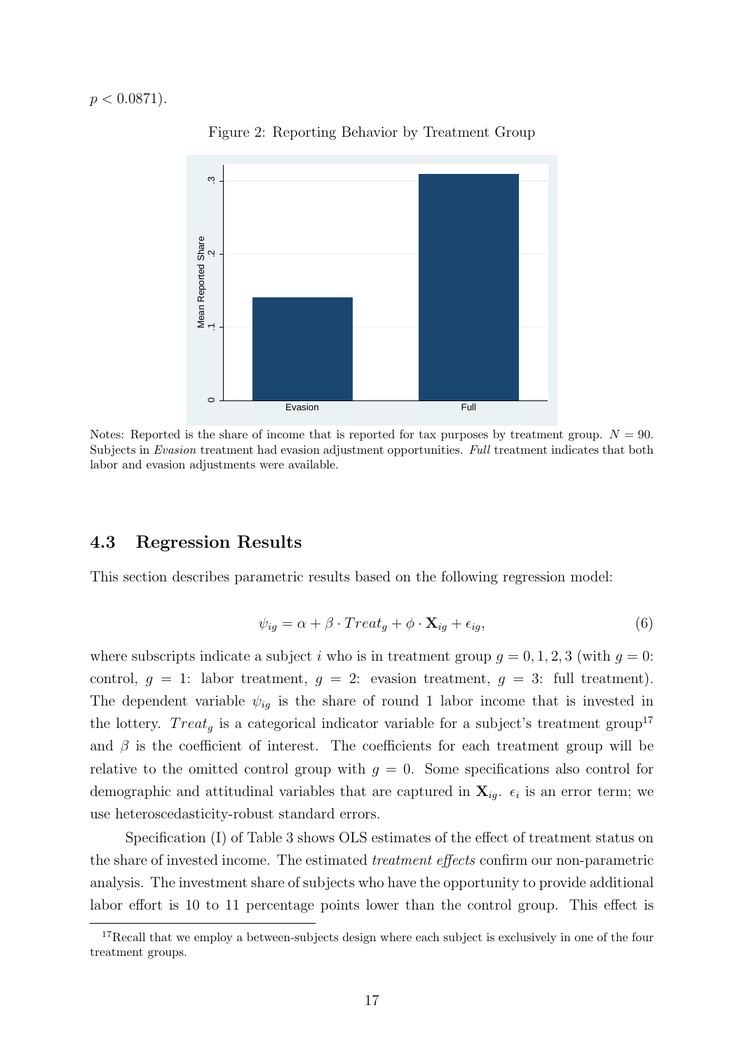$p < 0.0871$).

Figure 2: Reporting Behavior by Treatment Group

Notes: Reported is the share of income that is reported for tax purposes by treatment group. $N = 90$. Subjects in *Evasion* treatment had evasion adjustment opportunities. *Full* treatment indicates that both labor and evasion adjustments were available.

## 4.3 Regression Results

This section describes parametric results based on the following regression model:

$$\psi_{ig} = \alpha + \beta \cdot Treat_g + \phi \cdot \mathbf{X}_{ig} + \epsilon_{ig}, \tag{6}$$

where subscripts indicate a subject $i$ who is in treatment group $g = 0, 1, 2, 3$ (with $g = 0$: control, $g = 1$: labor treatment, $g = 2$: evasion treatment, $g = 3$: full treatment). The dependent variable $\psi_{ig}$ is the share of round 1 labor income that is invested in the lottery. $Treat_g$ is a categorical indicator variable for a subject's treatment group[17] and $\beta$ is the coefficient of interest. The coefficients for each treatment group will be relative to the omitted control group with $g = 0$. Some specifications also control for demographic and attitudinal variables that are captured in $\mathbf{X}_{ig}$. $\epsilon_i$ is an error term; we use heteroscedasticity-robust standard errors.

Specification (I) of Table 3 shows OLS estimates of the effect of treatment status on the share of invested income. The estimated *treatment effects* confirm our non-parametric analysis. The investment share of subjects who have the opportunity to provide additional labor effort is 10 to 11 percentage points lower than the control group. This effect is

[17] Recall that we employ a between-subjects design where each subject is exclusively in one of the four treatment groups.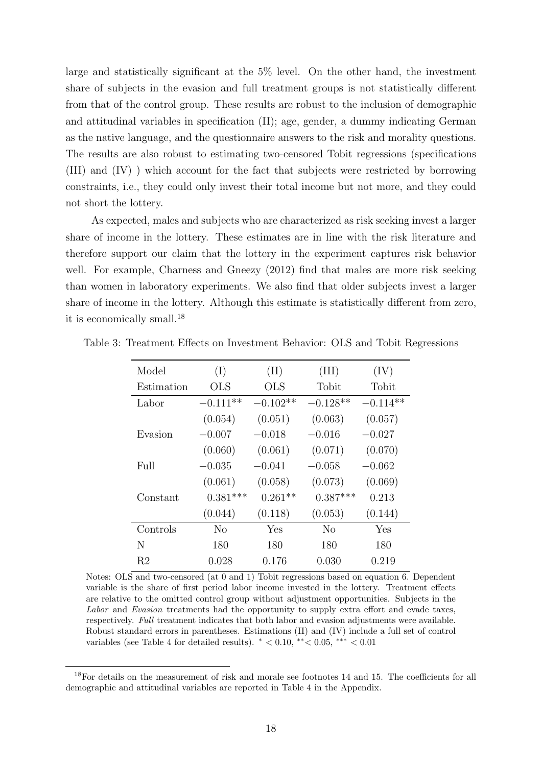large and statistically significant at the 5% level. On the other hand, the investment share of subjects in the evasion and full treatment groups is not statistically different from that of the control group. These results are robust to the inclusion of demographic and attitudinal variables in specification (II); age, gender, a dummy indicating German as the native language, and the questionnaire answers to the risk and morality questions. The results are also robust to estimating two-censored Tobit regressions (specifications (III) and (IV) ) which account for the fact that subjects were restricted by borrowing constraints, i.e., they could only invest their total income but not more, and they could not short the lottery.

As expected, males and subjects who are characterized as risk seeking invest a larger share of income in the lottery. These estimates are in line with the risk literature and therefore support our claim that the lottery in the experiment captures risk behavior well. For example, Charness and Gneezy (2012) find that males are more risk seeking than women in laboratory experiments. We also find that older subjects invest a larger share of income in the lottery. Although this estimate is statistically different from zero, it is economically small.[18]

Table 3: Treatment Effects on Investment Behavior: OLS and Tobit Regressions

| Model | (I) | (II) | (III) | (IV) |
|---|---|---|---|---|
| Estimation | OLS | OLS | Tobit | Tobit |
| Labor | $-0.111^{**}$ | $-0.102^{**}$ | $-0.128^{**}$ | $-0.114^{**}$ |
| | (0.054) | (0.051) | (0.063) | (0.057) |
| Evasion | $-0.007$ | $-0.018$ | $-0.016$ | $-0.027$ |
| | (0.060) | (0.061) | (0.071) | (0.070) |
| Full | $-0.035$ | $-0.041$ | $-0.058$ | $-0.062$ |
| | (0.061) | (0.058) | (0.073) | (0.069) |
| Constant | $0.381^{***}$ | $0.261^{**}$ | $0.387^{***}$ | 0.213 |
| | (0.044) | (0.118) | (0.053) | (0.144) |
| Controls | No | Yes | No | Yes |
| N | 180 | 180 | 180 | 180 |
| R2 | 0.028 | 0.176 | 0.030 | 0.219 |

Notes: OLS and two-censored (at 0 and 1) Tobit regressions based on equation 6. Dependent variable is the share of first period labor income invested in the lottery. Treatment effects are relative to the omitted control group without adjustment opportunities. Subjects in the *Labor* and *Evasion* treatments had the opportunity to supply extra effort and evade taxes, respectively. *Full* treatment indicates that both labor and evasion adjustments were available. Robust standard errors in parentheses. Estimations (II) and (IV) include a full set of control variables (see Table 4 for detailed results). $^{*} < 0.10$, $^{**} < 0.05$, $^{***} < 0.01$

[18] For details on the measurement of risk and morale see footnotes 14 and 15. The coefficients for all demographic and attitudinal variables are reported in Table 4 in the Appendix.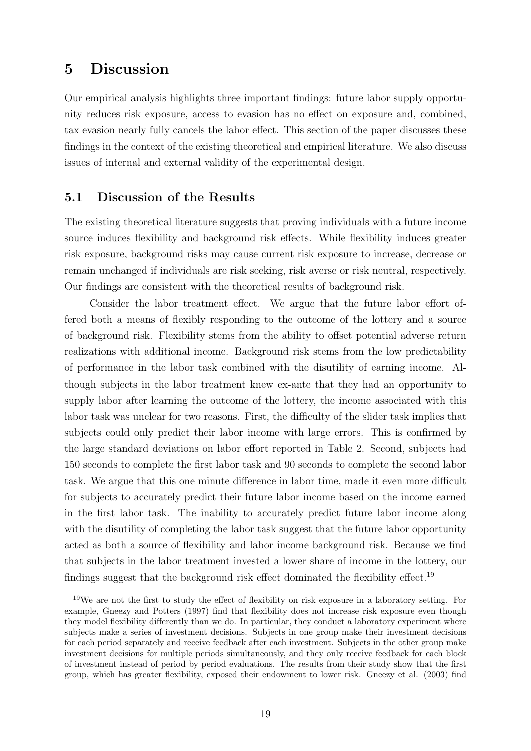# 5 Discussion

Our empirical analysis highlights three important findings: future labor supply opportunity reduces risk exposure, access to evasion has no effect on exposure and, combined, tax evasion nearly fully cancels the labor effect. This section of the paper discusses these findings in the context of the existing theoretical and empirical literature. We also discuss issues of internal and external validity of the experimental design.

## 5.1 Discussion of the Results

The existing theoretical literature suggests that proving individuals with a future income source induces flexibility and background risk effects. While flexibility induces greater risk exposure, background risks may cause current risk exposure to increase, decrease or remain unchanged if individuals are risk seeking, risk averse or risk neutral, respectively. Our findings are consistent with the theoretical results of background risk.

Consider the labor treatment effect. We argue that the future labor effort offered both a means of flexibly responding to the outcome of the lottery and a source of background risk. Flexibility stems from the ability to offset potential adverse return realizations with additional income. Background risk stems from the low predictability of performance in the labor task combined with the disutility of earning income. Although subjects in the labor treatment knew ex-ante that they had an opportunity to supply labor after learning the outcome of the lottery, the income associated with this labor task was unclear for two reasons. First, the difficulty of the slider task implies that subjects could only predict their labor income with large errors. This is confirmed by the large standard deviations on labor effort reported in Table 2. Second, subjects had 150 seconds to complete the first labor task and 90 seconds to complete the second labor task. We argue that this one minute difference in labor time, made it even more difficult for subjects to accurately predict their future labor income based on the income earned in the first labor task. The inability to accurately predict future labor income along with the disutility of completing the labor task suggest that the future labor opportunity acted as both a source of flexibility and labor income background risk. Because we find that subjects in the labor treatment invested a lower share of income in the lottery, our findings suggest that the background risk effect dominated the flexibility effect.[19]

[19]We are not the first to study the effect of flexibility on risk exposure in a laboratory setting. For example, Gneezy and Potters (1997) find that flexibility does not increase risk exposure even though they model flexibility differently than we do. In particular, they conduct a laboratory experiment where subjects make a series of investment decisions. Subjects in one group make their investment decisions for each period separately and receive feedback after each investment. Subjects in the other group make investment decisions for multiple periods simultaneously, and they only receive feedback for each block of investment instead of period by period evaluations. The results from their study show that the first group, which has greater flexibility, exposed their endowment to lower risk. Gneezy et al. (2003) find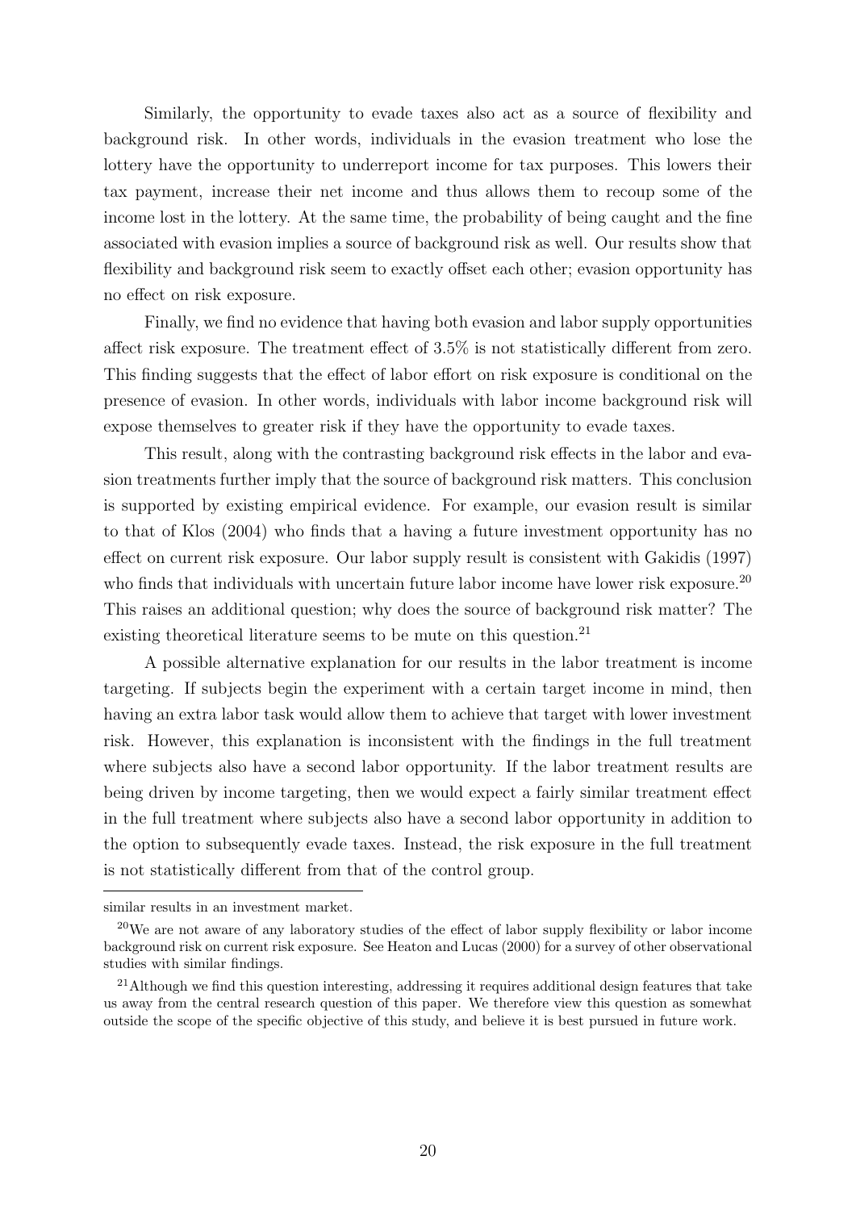Similarly, the opportunity to evade taxes also act as a source of flexibility and background risk. In other words, individuals in the evasion treatment who lose the lottery have the opportunity to underreport income for tax purposes. This lowers their tax payment, increase their net income and thus allows them to recoup some of the income lost in the lottery. At the same time, the probability of being caught and the fine associated with evasion implies a source of background risk as well. Our results show that flexibility and background risk seem to exactly offset each other; evasion opportunity has no effect on risk exposure.

Finally, we find no evidence that having both evasion and labor supply opportunities affect risk exposure. The treatment effect of 3.5% is not statistically different from zero. This finding suggests that the effect of labor effort on risk exposure is conditional on the presence of evasion. In other words, individuals with labor income background risk will expose themselves to greater risk if they have the opportunity to evade taxes.

This result, along with the contrasting background risk effects in the labor and evasion treatments further imply that the source of background risk matters. This conclusion is supported by existing empirical evidence. For example, our evasion result is similar to that of Klos (2004) who finds that a having a future investment opportunity has no effect on current risk exposure. Our labor supply result is consistent with Gakidis (1997) who finds that individuals with uncertain future labor income have lower risk exposure.[20] This raises an additional question; why does the source of background risk matter? The existing theoretical literature seems to be mute on this question.[21]

A possible alternative explanation for our results in the labor treatment is income targeting. If subjects begin the experiment with a certain target income in mind, then having an extra labor task would allow them to achieve that target with lower investment risk. However, this explanation is inconsistent with the findings in the full treatment where subjects also have a second labor opportunity. If the labor treatment results are being driven by income targeting, then we would expect a fairly similar treatment effect in the full treatment where subjects also have a second labor opportunity in addition to the option to subsequently evade taxes. Instead, the risk exposure in the full treatment is not statistically different from that of the control group.

similar results in an investment market.

[20]We are not aware of any laboratory studies of the effect of labor supply flexibility or labor income background risk on current risk exposure. See Heaton and Lucas (2000) for a survey of other observational studies with similar findings.

[21]Although we find this question interesting, addressing it requires additional design features that take us away from the central research question of this paper. We therefore view this question as somewhat outside the scope of the specific objective of this study, and believe it is best pursued in future work.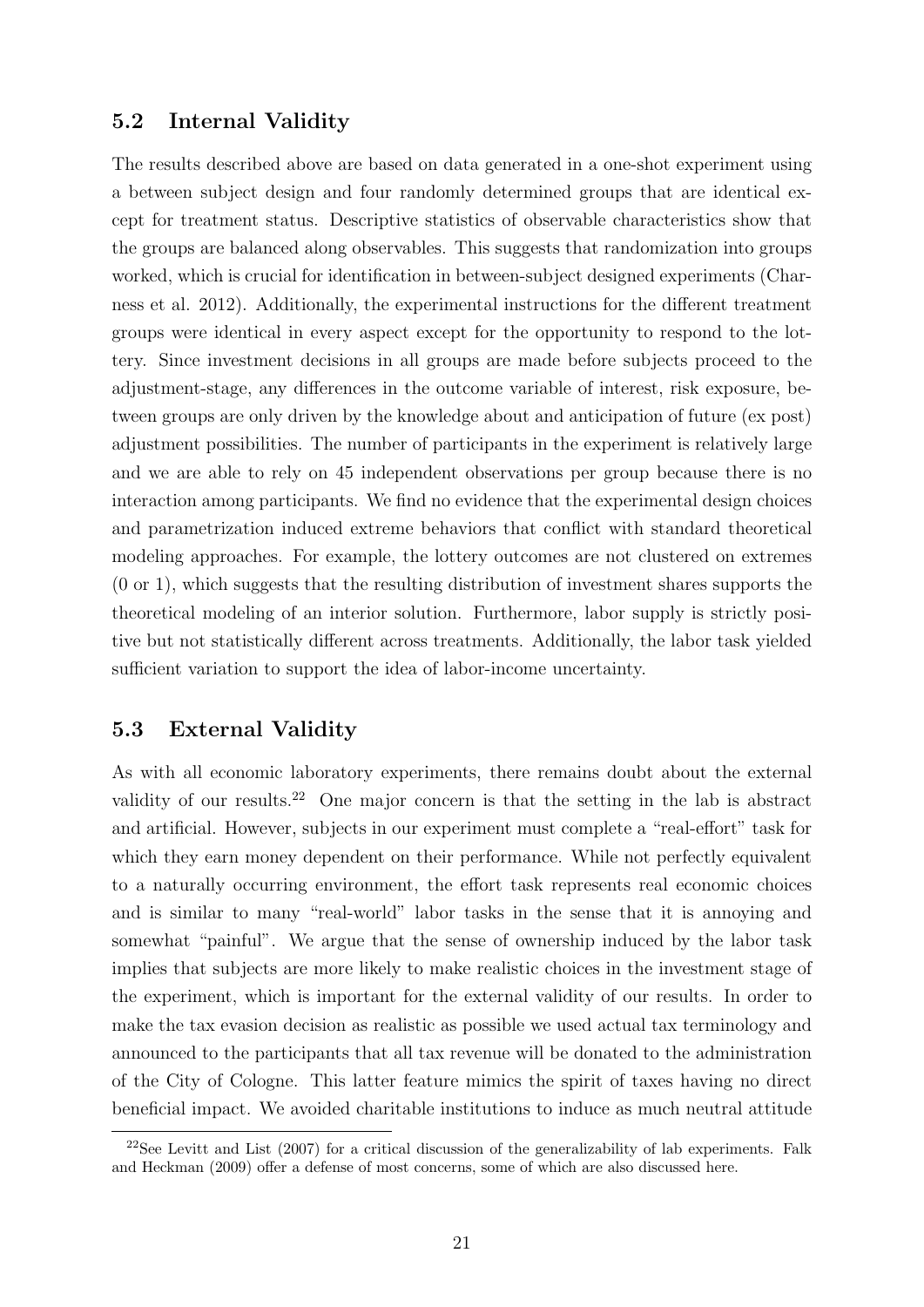## 5.2 Internal Validity

The results described above are based on data generated in a one-shot experiment using a between subject design and four randomly determined groups that are identical except for treatment status. Descriptive statistics of observable characteristics show that the groups are balanced along observables. This suggests that randomization into groups worked, which is crucial for identification in between-subject designed experiments (Charness et al. 2012). Additionally, the experimental instructions for the different treatment groups were identical in every aspect except for the opportunity to respond to the lottery. Since investment decisions in all groups are made before subjects proceed to the adjustment-stage, any differences in the outcome variable of interest, risk exposure, between groups are only driven by the knowledge about and anticipation of future (ex post) adjustment possibilities. The number of participants in the experiment is relatively large and we are able to rely on 45 independent observations per group because there is no interaction among participants. We find no evidence that the experimental design choices and parametrization induced extreme behaviors that conflict with standard theoretical modeling approaches. For example, the lottery outcomes are not clustered on extremes (0 or 1), which suggests that the resulting distribution of investment shares supports the theoretical modeling of an interior solution. Furthermore, labor supply is strictly positive but not statistically different across treatments. Additionally, the labor task yielded sufficient variation to support the idea of labor-income uncertainty.

## 5.3 External Validity

As with all economic laboratory experiments, there remains doubt about the external validity of our results.[22] One major concern is that the setting in the lab is abstract and artificial. However, subjects in our experiment must complete a "real-effort" task for which they earn money dependent on their performance. While not perfectly equivalent to a naturally occurring environment, the effort task represents real economic choices and is similar to many "real-world" labor tasks in the sense that it is annoying and somewhat "painful". We argue that the sense of ownership induced by the labor task implies that subjects are more likely to make realistic choices in the investment stage of the experiment, which is important for the external validity of our results. In order to make the tax evasion decision as realistic as possible we used actual tax terminology and announced to the participants that all tax revenue will be donated to the administration of the City of Cologne. This latter feature mimics the spirit of taxes having no direct beneficial impact. We avoided charitable institutions to induce as much neutral attitude

[22] See Levitt and List (2007) for a critical discussion of the generalizability of lab experiments. Falk and Heckman (2009) offer a defense of most concerns, some of which are also discussed here.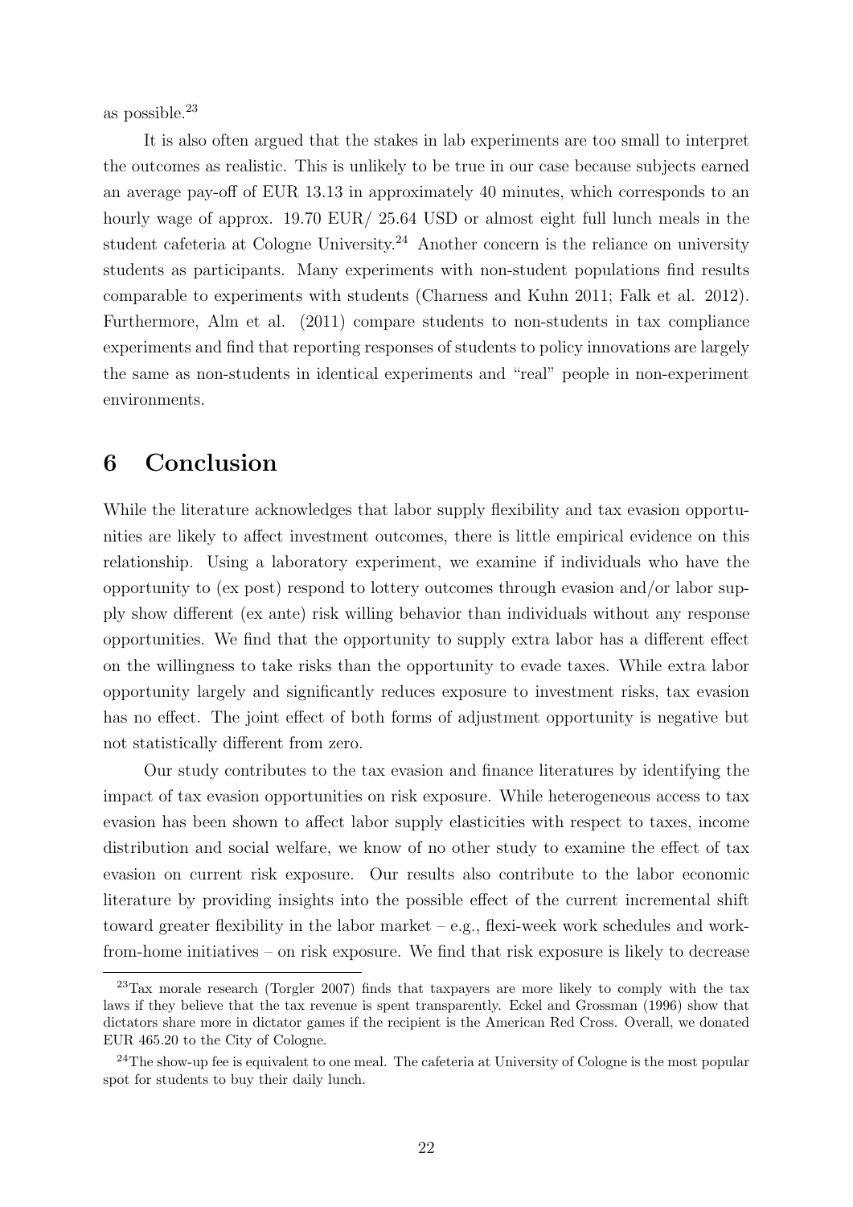as possible.[23]

It is also often argued that the stakes in lab experiments are too small to interpret the outcomes as realistic. This is unlikely to be true in our case because subjects earned an average pay-off of EUR 13.13 in approximately 40 minutes, which corresponds to an hourly wage of approx. 19.70 EUR/ 25.64 USD or almost eight full lunch meals in the student cafeteria at Cologne University.[24] Another concern is the reliance on university students as participants. Many experiments with non-student populations find results comparable to experiments with students (Charness and Kuhn 2011; Falk et al. 2012). Furthermore, Alm et al. (2011) compare students to non-students in tax compliance experiments and find that reporting responses of students to policy innovations are largely the same as non-students in identical experiments and "real" people in non-experiment environments.

# 6 Conclusion

While the literature acknowledges that labor supply flexibility and tax evasion opportunities are likely to affect investment outcomes, there is little empirical evidence on this relationship. Using a laboratory experiment, we examine if individuals who have the opportunity to (ex post) respond to lottery outcomes through evasion and/or labor supply show different (ex ante) risk willing behavior than individuals without any response opportunities. We find that the opportunity to supply extra labor has a different effect on the willingness to take risks than the opportunity to evade taxes. While extra labor opportunity largely and significantly reduces exposure to investment risks, tax evasion has no effect. The joint effect of both forms of adjustment opportunity is negative but not statistically different from zero.

Our study contributes to the tax evasion and finance literatures by identifying the impact of tax evasion opportunities on risk exposure. While heterogeneous access to tax evasion has been shown to affect labor supply elasticities with respect to taxes, income distribution and social welfare, we know of no other study to examine the effect of tax evasion on current risk exposure. Our results also contribute to the labor economic literature by providing insights into the possible effect of the current incremental shift toward greater flexibility in the labor market – e.g., flexi-week work schedules and work-from-home initiatives – on risk exposure. We find that risk exposure is likely to decrease

[23] Tax morale research (Torgler 2007) finds that taxpayers are more likely to comply with the tax laws if they believe that the tax revenue is spent transparently. Eckel and Grossman (1996) show that dictators share more in dictator games if the recipient is the American Red Cross. Overall, we donated EUR 465.20 to the City of Cologne.

[24] The show-up fee is equivalent to one meal. The cafeteria at University of Cologne is the most popular spot for students to buy their daily lunch.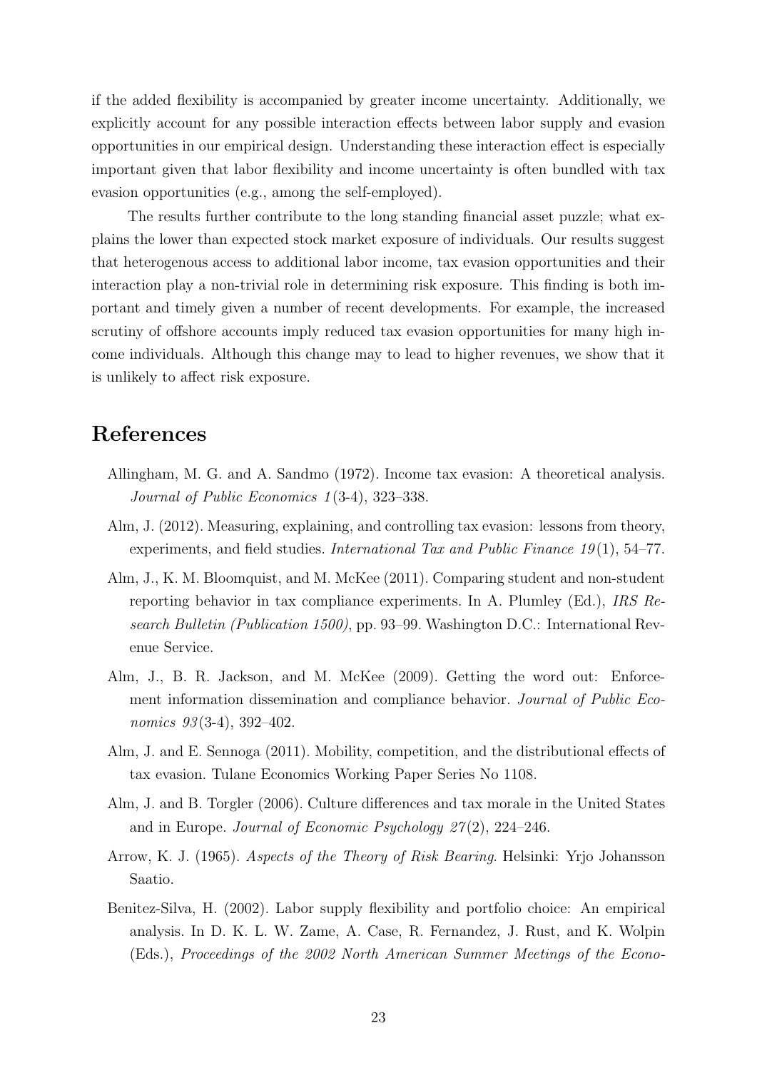if the added flexibility is accompanied by greater income uncertainty. Additionally, we explicitly account for any possible interaction effects between labor supply and evasion opportunities in our empirical design. Understanding these interaction effect is especially important given that labor flexibility and income uncertainty is often bundled with tax evasion opportunities (e.g., among the self-employed).

The results further contribute to the long standing financial asset puzzle; what explains the lower than expected stock market exposure of individuals. Our results suggest that heterogenous access to additional labor income, tax evasion opportunities and their interaction play a non-trivial role in determining risk exposure. This finding is both important and timely given a number of recent developments. For example, the increased scrutiny of offshore accounts imply reduced tax evasion opportunities for many high income individuals. Although this change may to lead to higher revenues, we show that it is unlikely to affect risk exposure.

# References

Allingham, M. G. and A. Sandmo (1972). Income tax evasion: A theoretical analysis. *Journal of Public Economics 1*(3-4), 323–338.

Alm, J. (2012). Measuring, explaining, and controlling tax evasion: lessons from theory, experiments, and field studies. *International Tax and Public Finance 19*(1), 54–77.

Alm, J., K. M. Bloomquist, and M. McKee (2011). Comparing student and non-student reporting behavior in tax compliance experiments. In A. Plumley (Ed.), *IRS Research Bulletin (Publication 1500)*, pp. 93–99. Washington D.C.: International Revenue Service.

Alm, J., B. R. Jackson, and M. McKee (2009). Getting the word out: Enforcement information dissemination and compliance behavior. *Journal of Public Economics 93*(3-4), 392–402.

Alm, J. and E. Sennoga (2011). Mobility, competition, and the distributional effects of tax evasion. Tulane Economics Working Paper Series No 1108.

Alm, J. and B. Torgler (2006). Culture differences and tax morale in the United States and in Europe. *Journal of Economic Psychology 27*(2), 224–246.

Arrow, K. J. (1965). *Aspects of the Theory of Risk Bearing*. Helsinki: Yrjo Johansson Saatio.

Benitez-Silva, H. (2002). Labor supply flexibility and portfolio choice: An empirical analysis. In D. K. L. W. Zame, A. Case, R. Fernandez, J. Rust, and K. Wolpin (Eds.), *Proceedings of the 2002 North American Summer Meetings of the Econo-*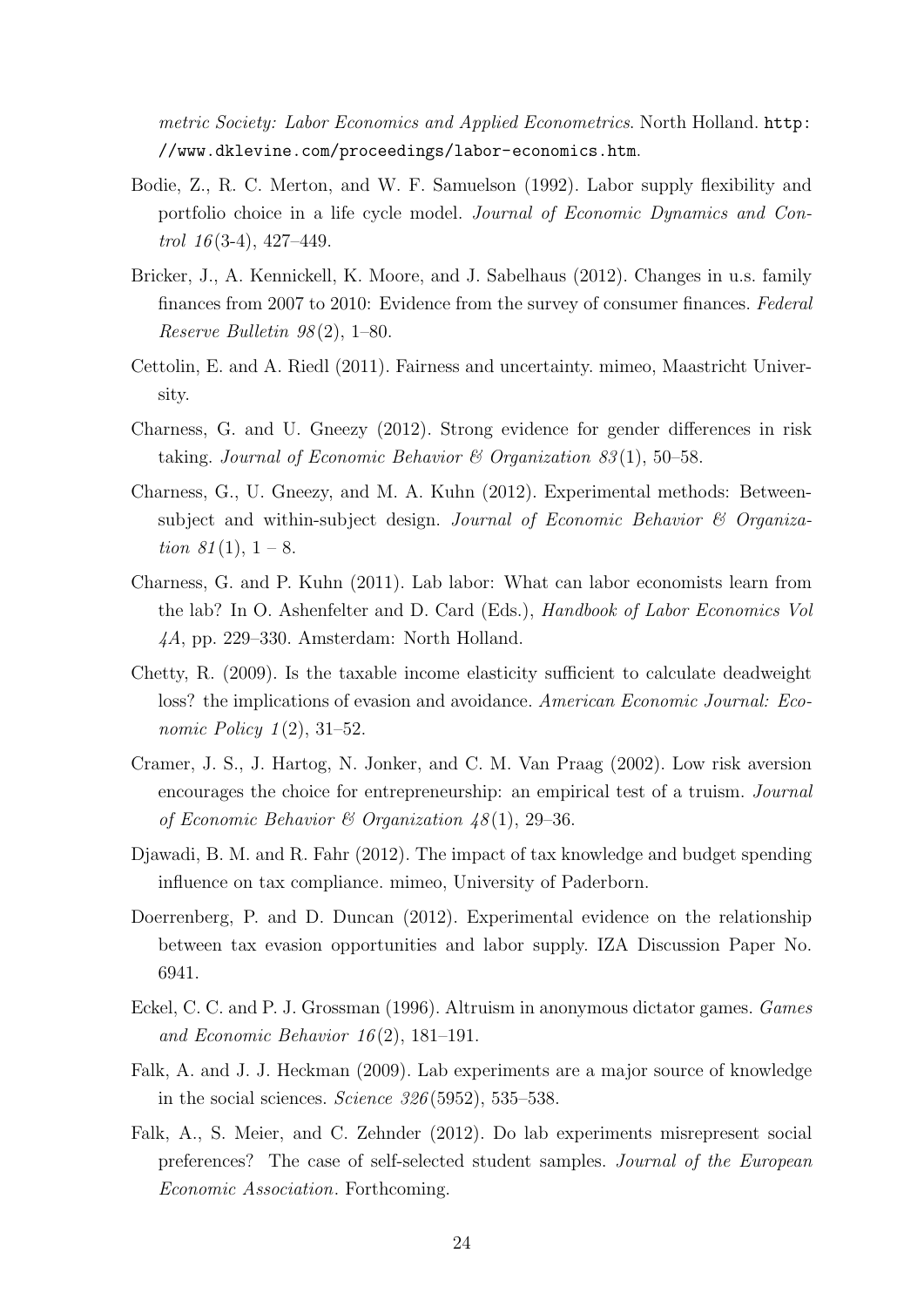*metric Society: Labor Economics and Applied Econometrics*. North Holland. http://www.dklevine.com/proceedings/labor-economics.htm.

Bodie, Z., R. C. Merton, and W. F. Samuelson (1992). Labor supply flexibility and portfolio choice in a life cycle model. *Journal of Economic Dynamics and Control 16*(3-4), 427–449.

Bricker, J., A. Kennickell, K. Moore, and J. Sabelhaus (2012). Changes in u.s. family finances from 2007 to 2010: Evidence from the survey of consumer finances. *Federal Reserve Bulletin 98*(2), 1–80.

Cettolin, E. and A. Riedl (2011). Fairness and uncertainty. mimeo, Maastricht University.

Charness, G. and U. Gneezy (2012). Strong evidence for gender differences in risk taking. *Journal of Economic Behavior & Organization 83*(1), 50–58.

Charness, G., U. Gneezy, and M. A. Kuhn (2012). Experimental methods: Between-subject and within-subject design. *Journal of Economic Behavior & Organization 81*(1), 1 – 8.

Charness, G. and P. Kuhn (2011). Lab labor: What can labor economists learn from the lab? In O. Ashenfelter and D. Card (Eds.), *Handbook of Labor Economics Vol 4A*, pp. 229–330. Amsterdam: North Holland.

Chetty, R. (2009). Is the taxable income elasticity sufficient to calculate deadweight loss? the implications of evasion and avoidance. *American Economic Journal: Economic Policy 1*(2), 31–52.

Cramer, J. S., J. Hartog, N. Jonker, and C. M. Van Praag (2002). Low risk aversion encourages the choice for entrepreneurship: an empirical test of a truism. *Journal of Economic Behavior & Organization 48*(1), 29–36.

Djawadi, B. M. and R. Fahr (2012). The impact of tax knowledge and budget spending influence on tax compliance. mimeo, University of Paderborn.

Doerrenberg, P. and D. Duncan (2012). Experimental evidence on the relationship between tax evasion opportunities and labor supply. IZA Discussion Paper No. 6941.

Eckel, C. C. and P. J. Grossman (1996). Altruism in anonymous dictator games. *Games and Economic Behavior 16*(2), 181–191.

Falk, A. and J. J. Heckman (2009). Lab experiments are a major source of knowledge in the social sciences. *Science 326*(5952), 535–538.

Falk, A., S. Meier, and C. Zehnder (2012). Do lab experiments misrepresent social preferences? The case of self-selected student samples. *Journal of the European Economic Association*. Forthcoming.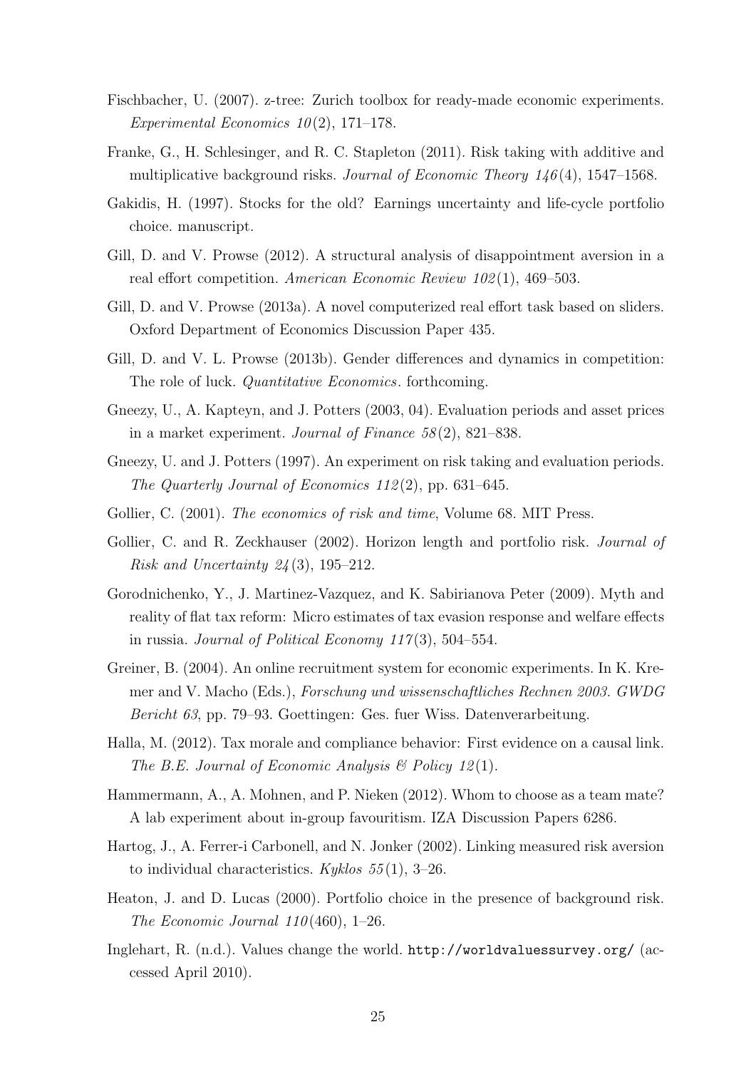Fischbacher, U. (2007). z-tree: Zurich toolbox for ready-made economic experiments. *Experimental Economics 10*(2), 171–178.

Franke, G., H. Schlesinger, and R. C. Stapleton (2011). Risk taking with additive and multiplicative background risks. *Journal of Economic Theory 146*(4), 1547–1568.

Gakidis, H. (1997). Stocks for the old? Earnings uncertainty and life-cycle portfolio choice. manuscript.

Gill, D. and V. Prowse (2012). A structural analysis of disappointment aversion in a real effort competition. *American Economic Review 102*(1), 469–503.

Gill, D. and V. Prowse (2013a). A novel computerized real effort task based on sliders. Oxford Department of Economics Discussion Paper 435.

Gill, D. and V. L. Prowse (2013b). Gender differences and dynamics in competition: The role of luck. *Quantitative Economics*. forthcoming.

Gneezy, U., A. Kapteyn, and J. Potters (2003, 04). Evaluation periods and asset prices in a market experiment. *Journal of Finance 58*(2), 821–838.

Gneezy, U. and J. Potters (1997). An experiment on risk taking and evaluation periods. *The Quarterly Journal of Economics 112*(2), pp. 631–645.

Gollier, C. (2001). *The economics of risk and time*, Volume 68. MIT Press.

Gollier, C. and R. Zeckhauser (2002). Horizon length and portfolio risk. *Journal of Risk and Uncertainty 24*(3), 195–212.

Gorodnichenko, Y., J. Martinez-Vazquez, and K. Sabirianova Peter (2009). Myth and reality of flat tax reform: Micro estimates of tax evasion response and welfare effects in russia. *Journal of Political Economy 117*(3), 504–554.

Greiner, B. (2004). An online recruitment system for economic experiments. In K. Kremer and V. Macho (Eds.), *Forschung und wissenschaftliches Rechnen 2003. GWDG Bericht 63*, pp. 79–93. Goettingen: Ges. fuer Wiss. Datenverarbeitung.

Halla, M. (2012). Tax morale and compliance behavior: First evidence on a causal link. *The B.E. Journal of Economic Analysis & Policy 12*(1).

Hammermann, A., A. Mohnen, and P. Nieken (2012). Whom to choose as a team mate? A lab experiment about in-group favouritism. IZA Discussion Papers 6286.

Hartog, J., A. Ferrer-i Carbonell, and N. Jonker (2002). Linking measured risk aversion to individual characteristics. *Kyklos 55*(1), 3–26.

Heaton, J. and D. Lucas (2000). Portfolio choice in the presence of background risk. *The Economic Journal 110*(460), 1–26.

Inglehart, R. (n.d.). Values change the world. `http://worldvaluessurvey.org/` (accessed April 2010).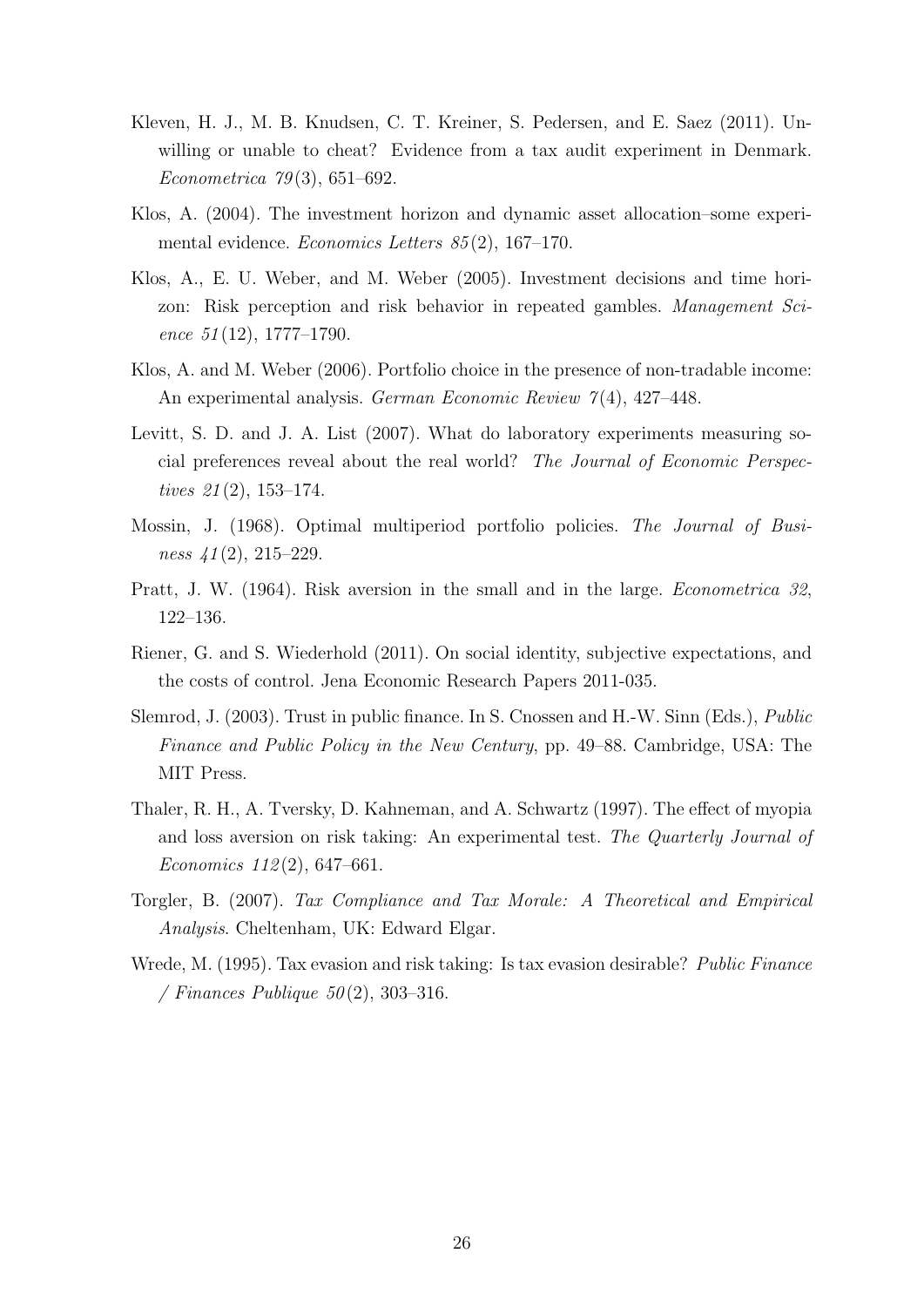Kleven, H. J., M. B. Knudsen, C. T. Kreiner, S. Pedersen, and E. Saez (2011). Unwilling or unable to cheat? Evidence from a tax audit experiment in Denmark. *Econometrica 79*(3), 651–692.

Klos, A. (2004). The investment horizon and dynamic asset allocation–some experimental evidence. *Economics Letters 85*(2), 167–170.

Klos, A., E. U. Weber, and M. Weber (2005). Investment decisions and time horizon: Risk perception and risk behavior in repeated gambles. *Management Science 51*(12), 1777–1790.

Klos, A. and M. Weber (2006). Portfolio choice in the presence of non-tradable income: An experimental analysis. *German Economic Review 7*(4), 427–448.

Levitt, S. D. and J. A. List (2007). What do laboratory experiments measuring social preferences reveal about the real world? *The Journal of Economic Perspectives 21*(2), 153–174.

Mossin, J. (1968). Optimal multiperiod portfolio policies. *The Journal of Business 41*(2), 215–229.

Pratt, J. W. (1964). Risk aversion in the small and in the large. *Econometrica 32*, 122–136.

Riener, G. and S. Wiederhold (2011). On social identity, subjective expectations, and the costs of control. Jena Economic Research Papers 2011-035.

Slemrod, J. (2003). Trust in public finance. In S. Cnossen and H.-W. Sinn (Eds.), *Public Finance and Public Policy in the New Century*, pp. 49–88. Cambridge, USA: The MIT Press.

Thaler, R. H., A. Tversky, D. Kahneman, and A. Schwartz (1997). The effect of myopia and loss aversion on risk taking: An experimental test. *The Quarterly Journal of Economics 112*(2), 647–661.

Torgler, B. (2007). *Tax Compliance and Tax Morale: A Theoretical and Empirical Analysis*. Cheltenham, UK: Edward Elgar.

Wrede, M. (1995). Tax evasion and risk taking: Is tax evasion desirable? *Public Finance / Finances Publique 50*(2), 303–316.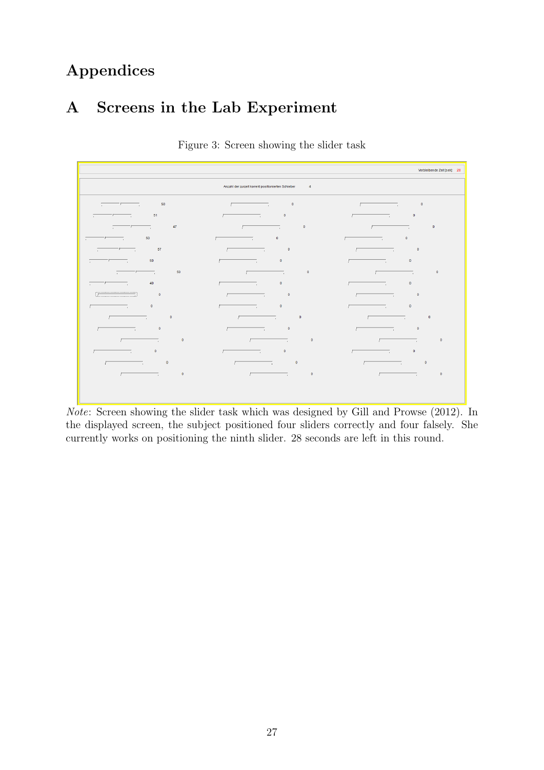# Appendices

## A Screens in the Lab Experiment

Figure 3: Screen showing the slider task

*Note*: Screen showing the slider task which was designed by Gill and Prowse (2012). In the displayed screen, the subject positioned four sliders correctly and four falsely. She currently works on positioning the ninth slider. 28 seconds are left in this round.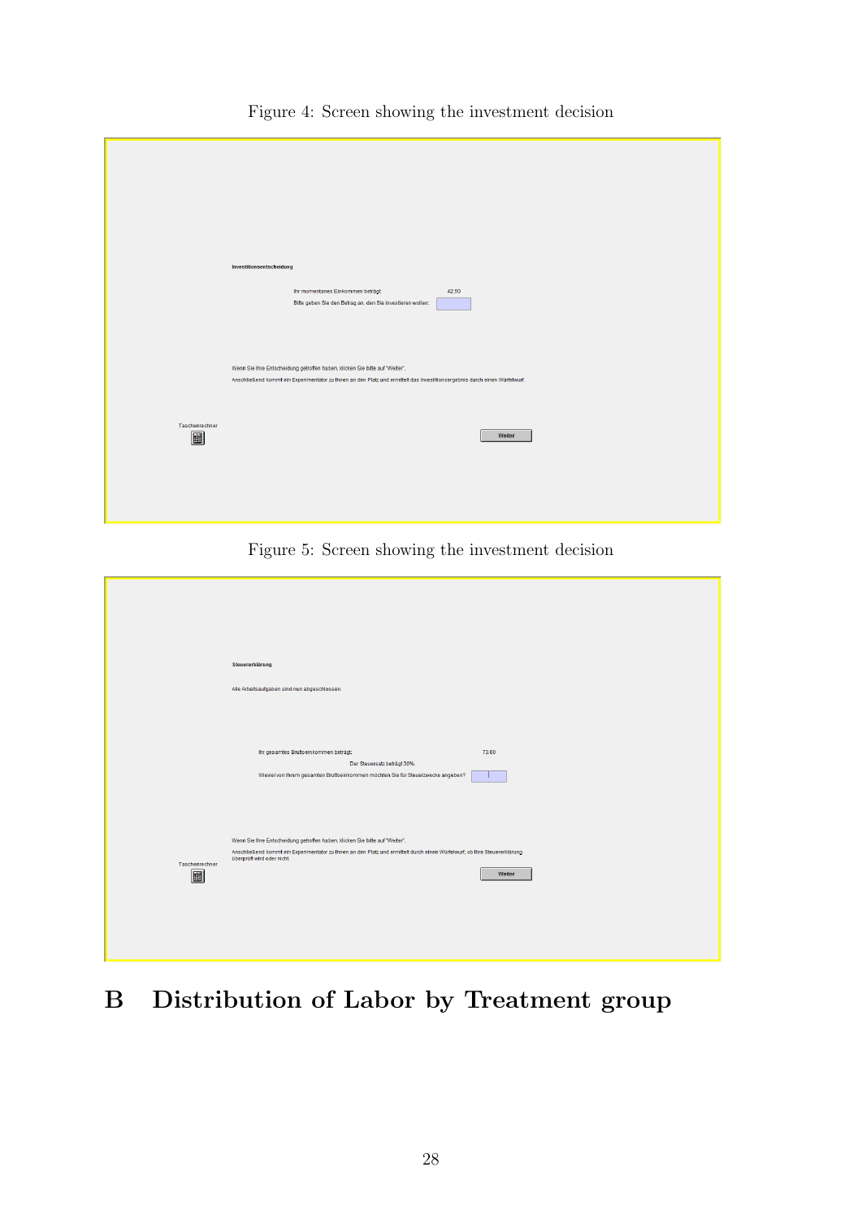Figure 4: Screen showing the investment decision

**Investitionsentscheidung**

Ihr momentanes Einkommen beträgt 42.50

Bitte geben Sie den Betrag an, den Sie investieren wollen:

Wenn Sie Ihre Entscheidung getroffen haben, klicken Sie bitte auf "Weiter".

Anschließend kommt ein Experimentator zu Ihnen an den Platz und ermittelt das Investitionsergebnis durch einen Würfelwurf.

Taschenrechner

Weiter

Figure 5: Screen showing the investment decision

**Steuererklärung**

Alle Arbeitsaufgaben sind nun abgeschlossen.

Ihr gesamtes Bruttoeinkommen beträgt: 73.00

Der Steuersatz beträgt 30%.

Wieviel von Ihrem gesamten Bruttoeinkommen möchten Sie für Steuerzwecke angeben?

Wenn Sie Ihre Entscheidung getroffen haben, klicken Sie bitte auf "Weiter".

Anschließend kommt ein Experimentator zu Ihnen an den Platz und ermittelt durch einen Würfelwurf, ob Ihre Steuererklärung überprüft wird oder nicht.

Taschenrechner

Weiter

# B Distribution of Labor by Treatment group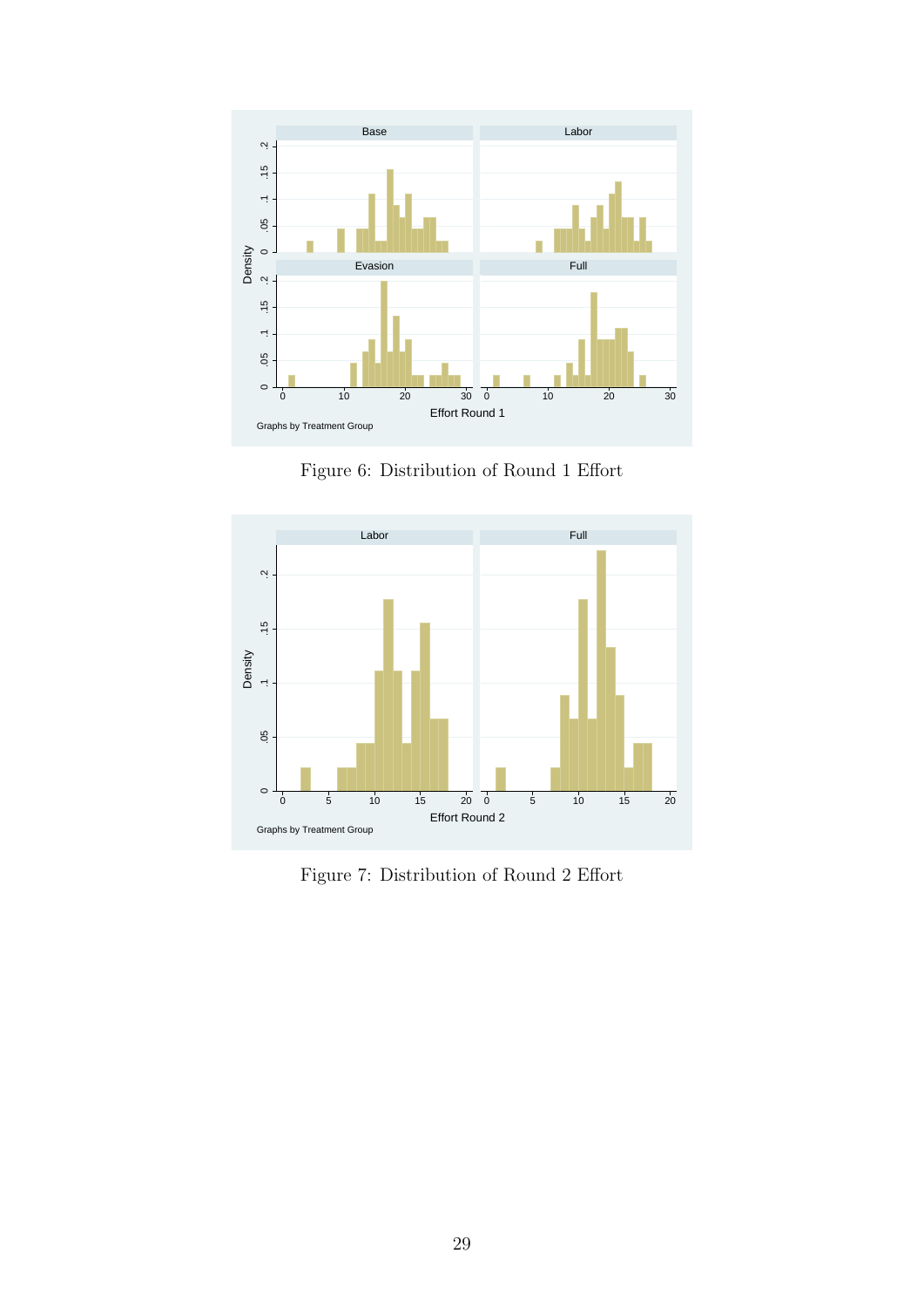Figure 6: Distribution of Round 1 Effort

Figure 7: Distribution of Round 2 Effort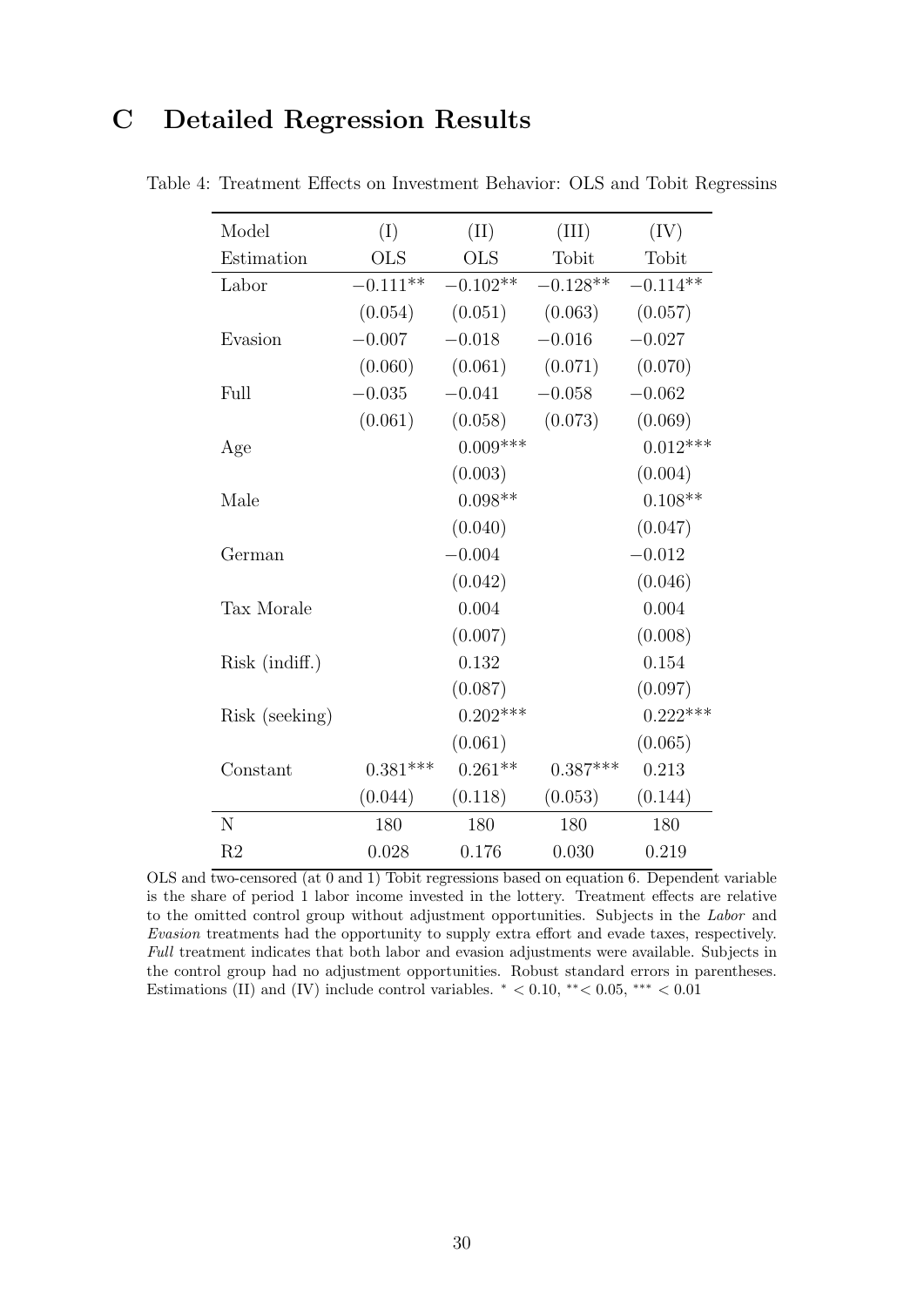# C Detailed Regression Results

Table 4: Treatment Effects on Investment Behavior: OLS and Tobit Regressins

| Model | (I) | (II) | (III) | (IV) |
|---|---|---|---|---|
| Estimation | OLS | OLS | Tobit | Tobit |
| Labor | $-0.111^{**}$ | $-0.102^{**}$ | $-0.128^{**}$ | $-0.114^{**}$ |
| | (0.054) | (0.051) | (0.063) | (0.057) |
| Evasion | $-0.007$ | $-0.018$ | $-0.016$ | $-0.027$ |
| | (0.060) | (0.061) | (0.071) | (0.070) |
| Full | $-0.035$ | $-0.041$ | $-0.058$ | $-0.062$ |
| | (0.061) | (0.058) | (0.073) | (0.069) |
| Age | | $0.009^{***}$ | | $0.012^{***}$ |
| | | (0.003) | | (0.004) |
| Male | | $0.098^{**}$ | | $0.108^{**}$ |
| | | (0.040) | | (0.047) |
| German | | $-0.004$ | | $-0.012$ |
| | | (0.042) | | (0.046) |
| Tax Morale | | 0.004 | | 0.004 |
| | | (0.007) | | (0.008) |
| Risk (indiff.) | | 0.132 | | 0.154 |
| | | (0.087) | | (0.097) |
| Risk (seeking) | | $0.202^{***}$ | | $0.222^{***}$ |
| | | (0.061) | | (0.065) |
| Constant | $0.381^{***}$ | $0.261^{**}$ | $0.387^{***}$ | 0.213 |
| | (0.044) | (0.118) | (0.053) | (0.144) |
| N | 180 | 180 | 180 | 180 |
| R2 | 0.028 | 0.176 | 0.030 | 0.219 |

OLS and two-censored (at 0 and 1) Tobit regressions based on equation 6. Dependent variable is the share of period 1 labor income invested in the lottery. Treatment effects are relative to the omitted control group without adjustment opportunities. Subjects in the *Labor* and *Evasion* treatments had the opportunity to supply extra effort and evade taxes, respectively. *Full* treatment indicates that both labor and evasion adjustments were available. Subjects in the control group had no adjustment opportunities. Robust standard errors in parentheses. Estimations (II) and (IV) include control variables. $^{*} < 0.10$, $^{**} < 0.05$, $^{***} < 0.01$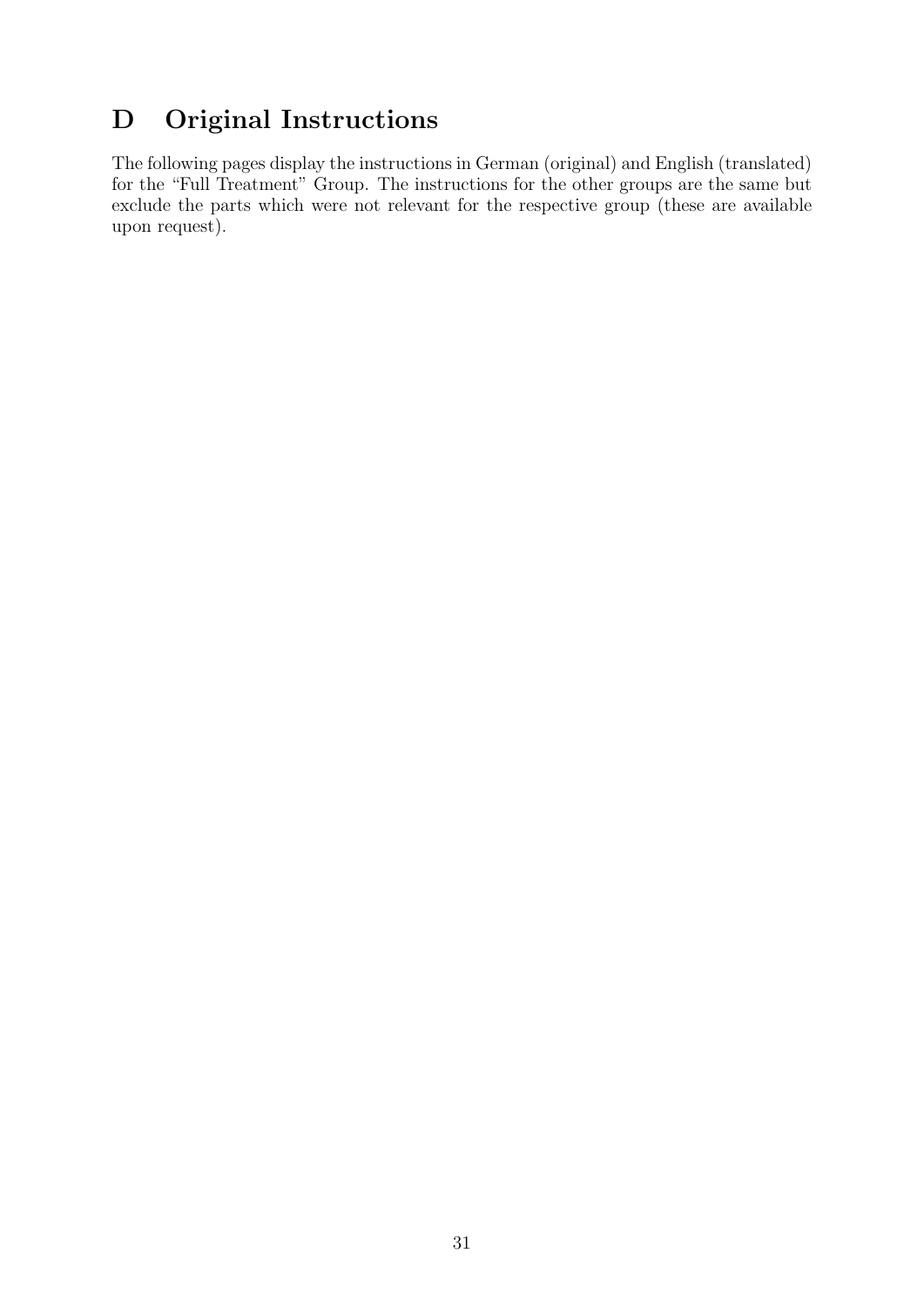# D Original Instructions

The following pages display the instructions in German (original) and English (translated) for the "Full Treatment" Group. The instructions for the other groups are the same but exclude the parts which were not relevant for the respective group (these are available upon request).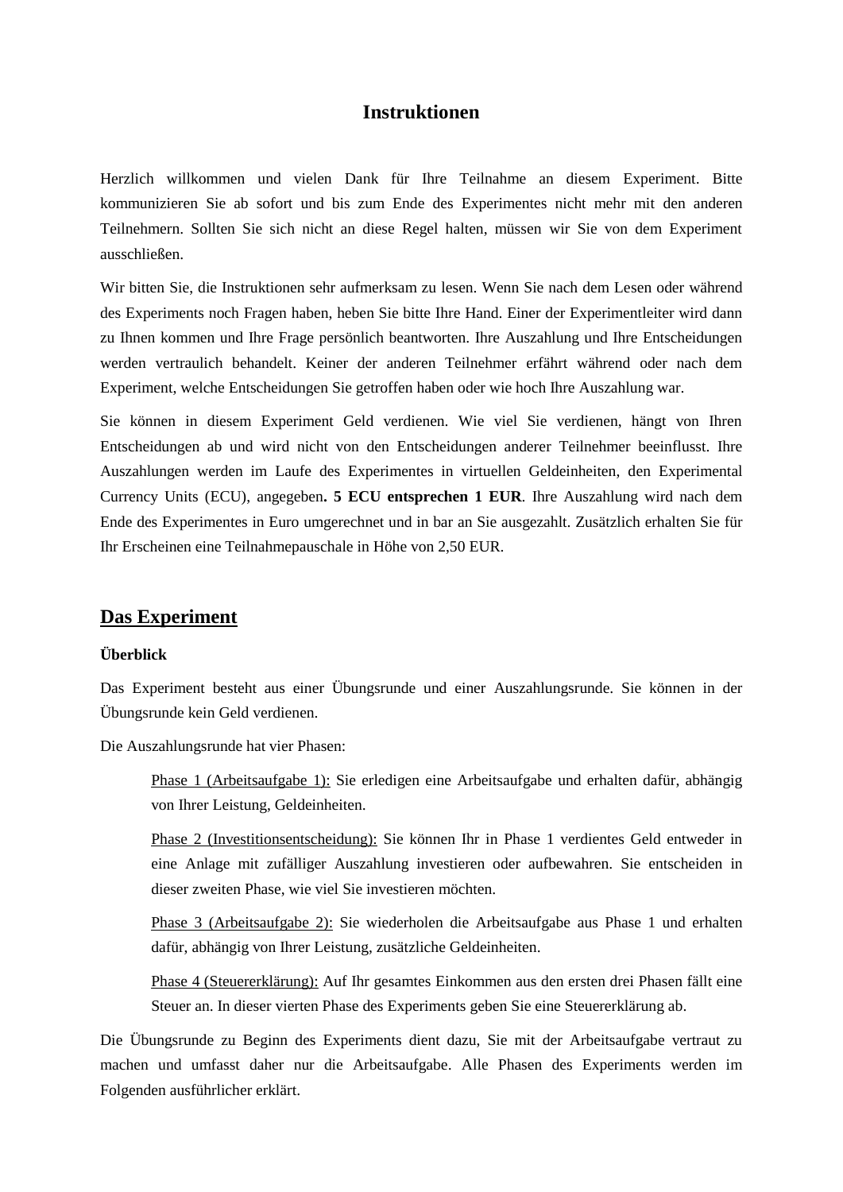# Instruktionen

Herzlich willkommen und vielen Dank für Ihre Teilnahme an diesem Experiment. Bitte kommunizieren Sie ab sofort und bis zum Ende des Experimentes nicht mehr mit den anderen Teilnehmern. Sollten Sie sich nicht an diese Regel halten, müssen wir Sie von dem Experiment ausschließen.

Wir bitten Sie, die Instruktionen sehr aufmerksam zu lesen. Wenn Sie nach dem Lesen oder während des Experiments noch Fragen haben, heben Sie bitte Ihre Hand. Einer der Experimentleiter wird dann zu Ihnen kommen und Ihre Frage persönlich beantworten. Ihre Auszahlung und Ihre Entscheidungen werden vertraulich behandelt. Keiner der anderen Teilnehmer erfährt während oder nach dem Experiment, welche Entscheidungen Sie getroffen haben oder wie hoch Ihre Auszahlung war.

Sie können in diesem Experiment Geld verdienen. Wie viel Sie verdienen, hängt von Ihren Entscheidungen ab und wird nicht von den Entscheidungen anderer Teilnehmer beeinflusst. Ihre Auszahlungen werden im Laufe des Experimentes in virtuellen Geldeinheiten, den Experimental Currency Units (ECU), angegeben**. 5 ECU entsprechen 1 EUR**. Ihre Auszahlung wird nach dem Ende des Experimentes in Euro umgerechnet und in bar an Sie ausgezahlt. Zusätzlich erhalten Sie für Ihr Erscheinen eine Teilnahmepauschale in Höhe von 2,50 EUR.

## Das Experiment

### Überblick

Das Experiment besteht aus einer Übungsrunde und einer Auszahlungsrunde. Sie können in der Übungsrunde kein Geld verdienen.

Die Auszahlungsrunde hat vier Phasen:

> Phase 1 (Arbeitsaufgabe 1): Sie erledigen eine Arbeitsaufgabe und erhalten dafür, abhängig von Ihrer Leistung, Geldeinheiten.
>
> Phase 2 (Investitionsentscheidung): Sie können Ihr in Phase 1 verdientes Geld entweder in eine Anlage mit zufälliger Auszahlung investieren oder aufbewahren. Sie entscheiden in dieser zweiten Phase, wie viel Sie investieren möchten.
>
> Phase 3 (Arbeitsaufgabe 2): Sie wiederholen die Arbeitsaufgabe aus Phase 1 und erhalten dafür, abhängig von Ihrer Leistung, zusätzliche Geldeinheiten.
>
> Phase 4 (Steuererklärung): Auf Ihr gesamtes Einkommen aus den ersten drei Phasen fällt eine Steuer an. In dieser vierten Phase des Experiments geben Sie eine Steuererklärung ab.

Die Übungsrunde zu Beginn des Experiments dient dazu, Sie mit der Arbeitsaufgabe vertraut zu machen und umfasst daher nur die Arbeitsaufgabe. Alle Phasen des Experiments werden im Folgenden ausführlicher erklärt.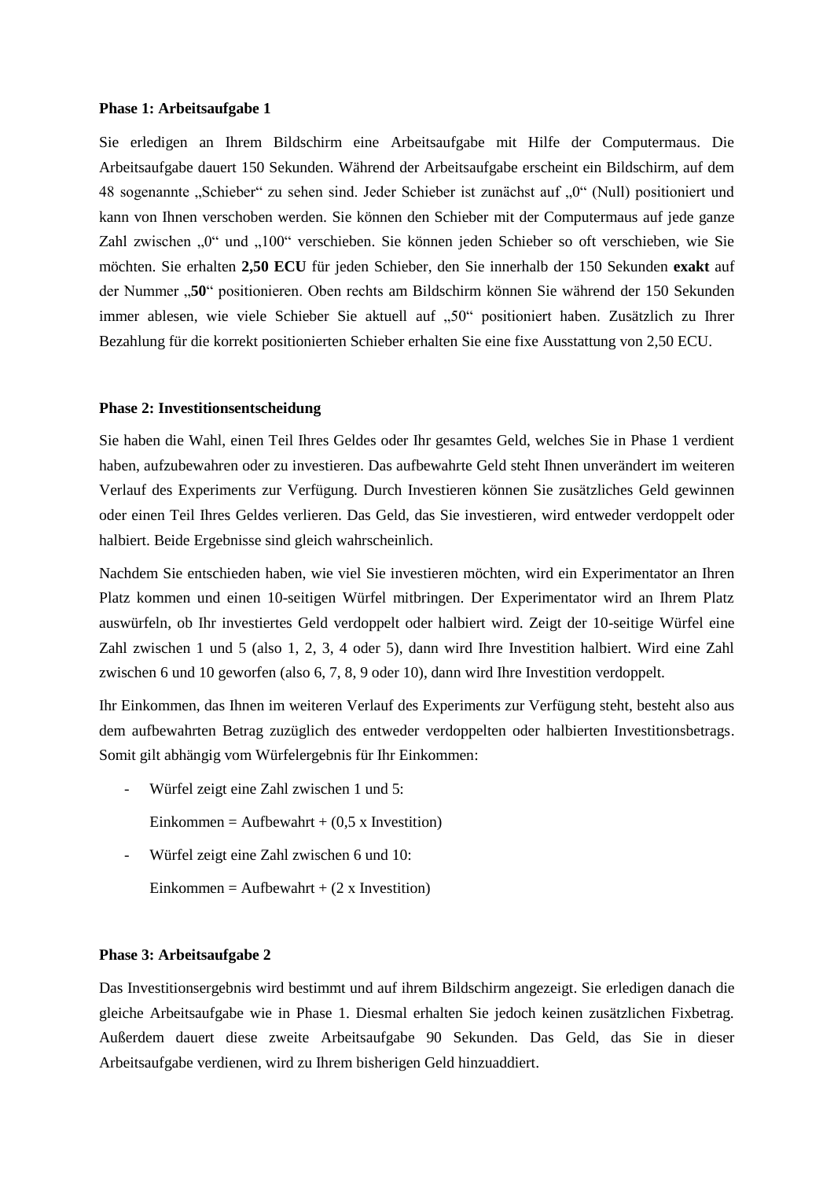**Phase 1: Arbeitsaufgabe 1**

Sie erledigen an Ihrem Bildschirm eine Arbeitsaufgabe mit Hilfe der Computermaus. Die Arbeitsaufgabe dauert 150 Sekunden. Während der Arbeitsaufgabe erscheint ein Bildschirm, auf dem 48 sogenannte „Schieber" zu sehen sind. Jeder Schieber ist zunächst auf „0" (Null) positioniert und kann von Ihnen verschoben werden. Sie können den Schieber mit der Computermaus auf jede ganze Zahl zwischen „0" und „100" verschieben. Sie können jeden Schieber so oft verschieben, wie Sie möchten. Sie erhalten **2,50 ECU** für jeden Schieber, den Sie innerhalb der 150 Sekunden **exakt** auf der Nummer „**50**" positionieren. Oben rechts am Bildschirm können Sie während der 150 Sekunden immer ablesen, wie viele Schieber Sie aktuell auf „50" positioniert haben. Zusätzlich zu Ihrer Bezahlung für die korrekt positionierten Schieber erhalten Sie eine fixe Ausstattung von 2,50 ECU.

**Phase 2: Investitionsentscheidung**

Sie haben die Wahl, einen Teil Ihres Geldes oder Ihr gesamtes Geld, welches Sie in Phase 1 verdient haben, aufzubewahren oder zu investieren. Das aufbewahrte Geld steht Ihnen unverändert im weiteren Verlauf des Experiments zur Verfügung. Durch Investieren können Sie zusätzliches Geld gewinnen oder einen Teil Ihres Geldes verlieren. Das Geld, das Sie investieren, wird entweder verdoppelt oder halbiert. Beide Ergebnisse sind gleich wahrscheinlich.

Nachdem Sie entschieden haben, wie viel Sie investieren möchten, wird ein Experimentator an Ihren Platz kommen und einen 10-seitigen Würfel mitbringen. Der Experimentator wird an Ihrem Platz auswürfeln, ob Ihr investiertes Geld verdoppelt oder halbiert wird. Zeigt der 10-seitige Würfel eine Zahl zwischen 1 und 5 (also 1, 2, 3, 4 oder 5), dann wird Ihre Investition halbiert. Wird eine Zahl zwischen 6 und 10 geworfen (also 6, 7, 8, 9 oder 10), dann wird Ihre Investition verdoppelt.

Ihr Einkommen, das Ihnen im weiteren Verlauf des Experiments zur Verfügung steht, besteht also aus dem aufbewahrten Betrag zuzüglich des entweder verdoppelten oder halbierten Investitionsbetrags. Somit gilt abhängig vom Würfelergebnis für Ihr Einkommen:

- Würfel zeigt eine Zahl zwischen 1 und 5:

  Einkommen = Aufbewahrt + (0,5 x Investition)

- Würfel zeigt eine Zahl zwischen 6 und 10:

  Einkommen = Aufbewahrt + (2 x Investition)

**Phase 3: Arbeitsaufgabe 2**

Das Investitionsergebnis wird bestimmt und auf ihrem Bildschirm angezeigt. Sie erledigen danach die gleiche Arbeitsaufgabe wie in Phase 1. Diesmal erhalten Sie jedoch keinen zusätzlichen Fixbetrag. Außerdem dauert diese zweite Arbeitsaufgabe 90 Sekunden. Das Geld, das Sie in dieser Arbeitsaufgabe verdienen, wird zu Ihrem bisherigen Geld hinzuaddiert.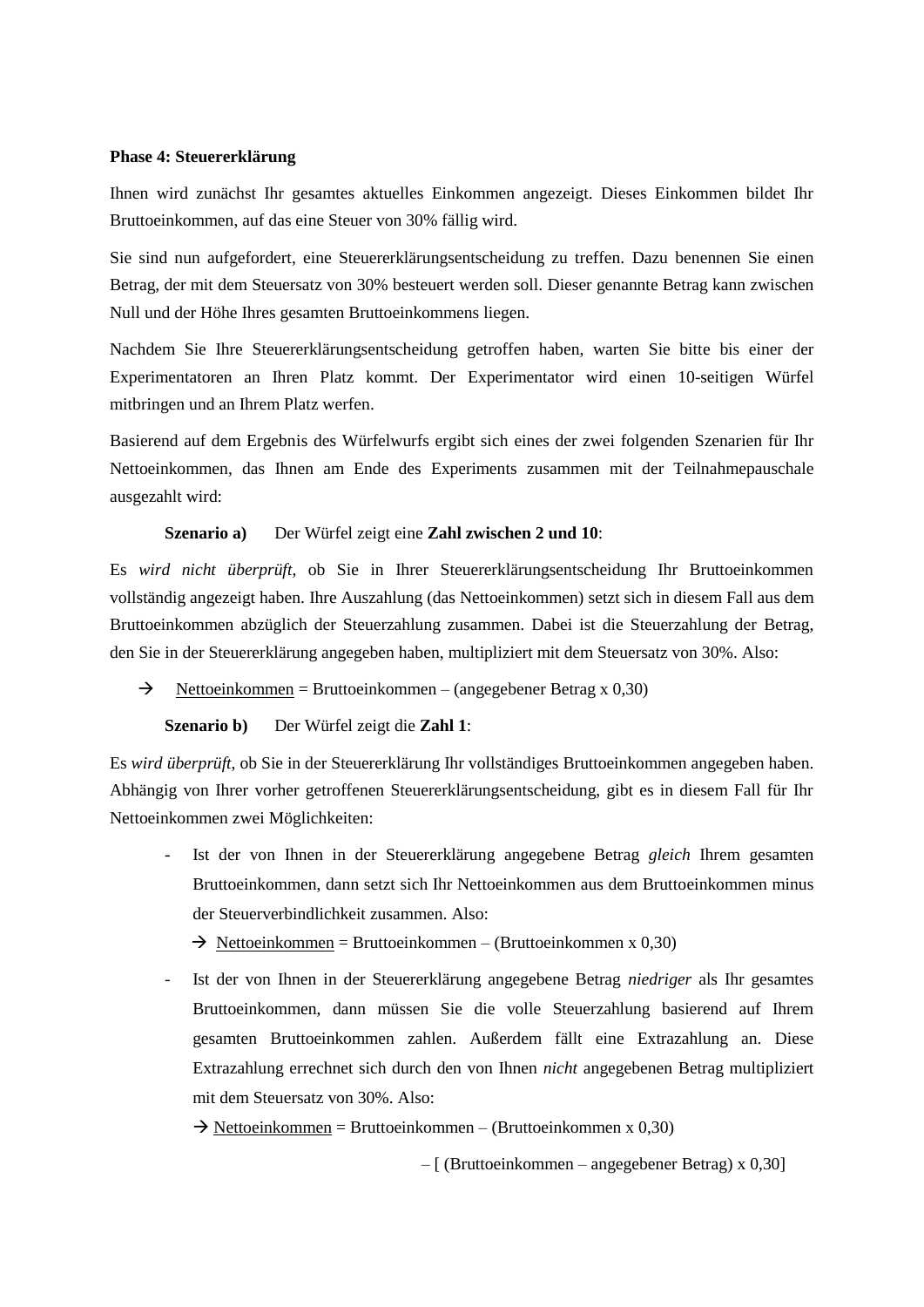**Phase 4: Steuererklärung**

Ihnen wird zunächst Ihr gesamtes aktuelles Einkommen angezeigt. Dieses Einkommen bildet Ihr Bruttoeinkommen, auf das eine Steuer von 30% fällig wird.

Sie sind nun aufgefordert, eine Steuererklärungsentscheidung zu treffen. Dazu benennen Sie einen Betrag, der mit dem Steuersatz von 30% besteuert werden soll. Dieser genannte Betrag kann zwischen Null und der Höhe Ihres gesamten Bruttoeinkommens liegen.

Nachdem Sie Ihre Steuererklärungsentscheidung getroffen haben, warten Sie bitte bis einer der Experimentatoren an Ihren Platz kommt. Der Experimentator wird einen 10-seitigen Würfel mitbringen und an Ihrem Platz werfen.

Basierend auf dem Ergebnis des Würfelwurfs ergibt sich eines der zwei folgenden Szenarien für Ihr Nettoeinkommen, das Ihnen am Ende des Experiments zusammen mit der Teilnahmepauschale ausgezahlt wird:

**Szenario a)** Der Würfel zeigt eine **Zahl zwischen 2 und 10**:

Es *wird nicht überprüft*, ob Sie in Ihrer Steuererklärungsentscheidung Ihr Bruttoeinkommen vollständig angezeigt haben. Ihre Auszahlung (das Nettoeinkommen) setzt sich in diesem Fall aus dem Bruttoeinkommen abzüglich der Steuerzahlung zusammen. Dabei ist die Steuerzahlung der Betrag, den Sie in der Steuererklärung angegeben haben, multipliziert mit dem Steuersatz von 30%. Also:

→ Nettoeinkommen = Bruttoeinkommen – (angegebener Betrag x 0,30)

**Szenario b)** Der Würfel zeigt die **Zahl 1**:

Es *wird überprüft*, ob Sie in der Steuererklärung Ihr vollständiges Bruttoeinkommen angegeben haben. Abhängig von Ihrer vorher getroffenen Steuererklärungsentscheidung, gibt es in diesem Fall für Ihr Nettoeinkommen zwei Möglichkeiten:

- Ist der von Ihnen in der Steuererklärung angegebene Betrag *gleich* Ihrem gesamten Bruttoeinkommen, dann setzt sich Ihr Nettoeinkommen aus dem Bruttoeinkommen minus der Steuerverbindlichkeit zusammen. Also:

  → Nettoeinkommen = Bruttoeinkommen – (Bruttoeinkommen x 0,30)

- Ist der von Ihnen in der Steuererklärung angegebene Betrag *niedriger* als Ihr gesamtes Bruttoeinkommen, dann müssen Sie die volle Steuerzahlung basierend auf Ihrem gesamten Bruttoeinkommen zahlen. Außerdem fällt eine Extrazahlung an. Diese Extrazahlung errechnet sich durch den von Ihnen *nicht* angegebenen Betrag multipliziert mit dem Steuersatz von 30%. Also:

  → Nettoeinkommen = Bruttoeinkommen – (Bruttoeinkommen x 0,30)

  – [ (Bruttoeinkommen – angegebener Betrag) x 0,30]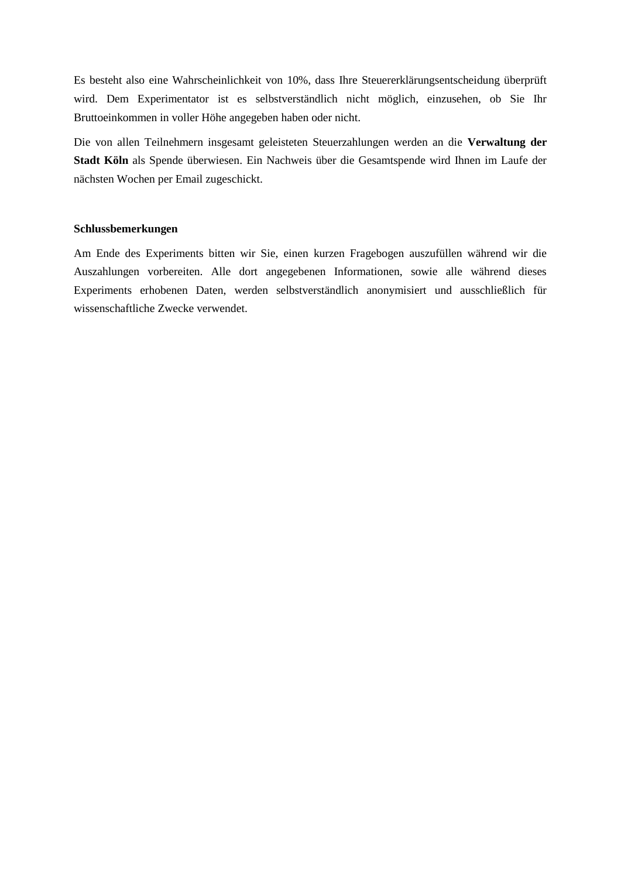Es besteht also eine Wahrscheinlichkeit von 10%, dass Ihre Steuererklärungsentscheidung überprüft wird. Dem Experimentator ist es selbstverständlich nicht möglich, einzusehen, ob Sie Ihr Bruttoeinkommen in voller Höhe angegeben haben oder nicht.

Die von allen Teilnehmern insgesamt geleisteten Steuerzahlungen werden an die **Verwaltung der Stadt Köln** als Spende überwiesen. Ein Nachweis über die Gesamtspende wird Ihnen im Laufe der nächsten Wochen per Email zugeschickt.

**Schlussbemerkungen**

Am Ende des Experiments bitten wir Sie, einen kurzen Fragebogen auszufüllen während wir die Auszahlungen vorbereiten. Alle dort angegebenen Informationen, sowie alle während dieses Experiments erhobenen Daten, werden selbstverständlich anonymisiert und ausschließlich für wissenschaftliche Zwecke verwendet.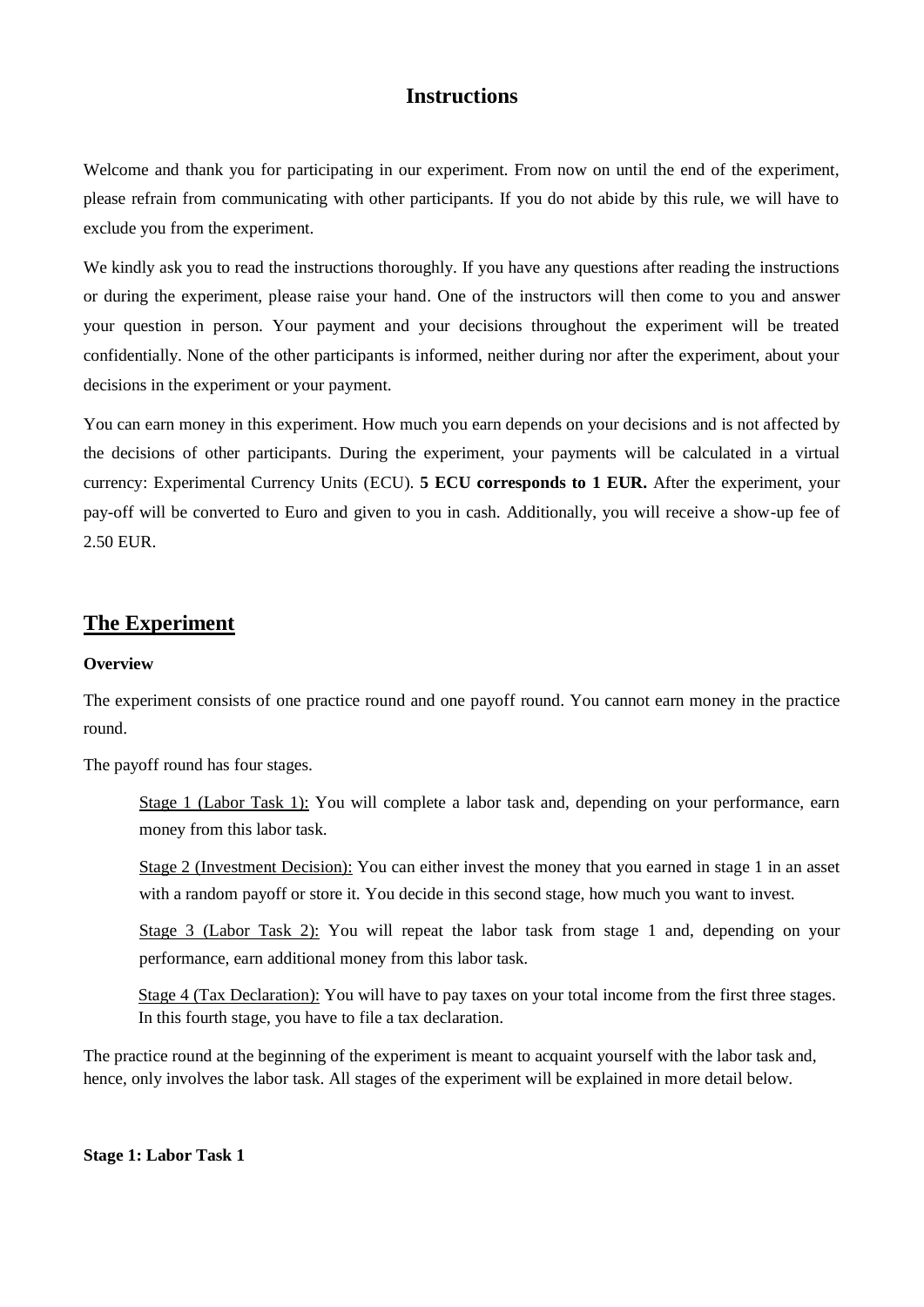# Instructions

Welcome and thank you for participating in our experiment. From now on until the end of the experiment, please refrain from communicating with other participants. If you do not abide by this rule, we will have to exclude you from the experiment.

We kindly ask you to read the instructions thoroughly. If you have any questions after reading the instructions or during the experiment, please raise your hand. One of the instructors will then come to you and answer your question in person. Your payment and your decisions throughout the experiment will be treated confidentially. None of the other participants is informed, neither during nor after the experiment, about your decisions in the experiment or your payment.

You can earn money in this experiment. How much you earn depends on your decisions and is not affected by the decisions of other participants. During the experiment, your payments will be calculated in a virtual currency: Experimental Currency Units (ECU). **5 ECU corresponds to 1 EUR.** After the experiment, your pay-off will be converted to Euro and given to you in cash. Additionally, you will receive a show-up fee of 2.50 EUR.

## The Experiment

**Overview**

The experiment consists of one practice round and one payoff round. You cannot earn money in the practice round.

The payoff round has four stages.

> Stage 1 (Labor Task 1): You will complete a labor task and, depending on your performance, earn money from this labor task.
>
> Stage 2 (Investment Decision): You can either invest the money that you earned in stage 1 in an asset with a random payoff or store it. You decide in this second stage, how much you want to invest.
>
> Stage 3 (Labor Task 2): You will repeat the labor task from stage 1 and, depending on your performance, earn additional money from this labor task.
>
> Stage 4 (Tax Declaration): You will have to pay taxes on your total income from the first three stages. In this fourth stage, you have to file a tax declaration.

The practice round at the beginning of the experiment is meant to acquaint yourself with the labor task and, hence, only involves the labor task. All stages of the experiment will be explained in more detail below.

**Stage 1: Labor Task 1**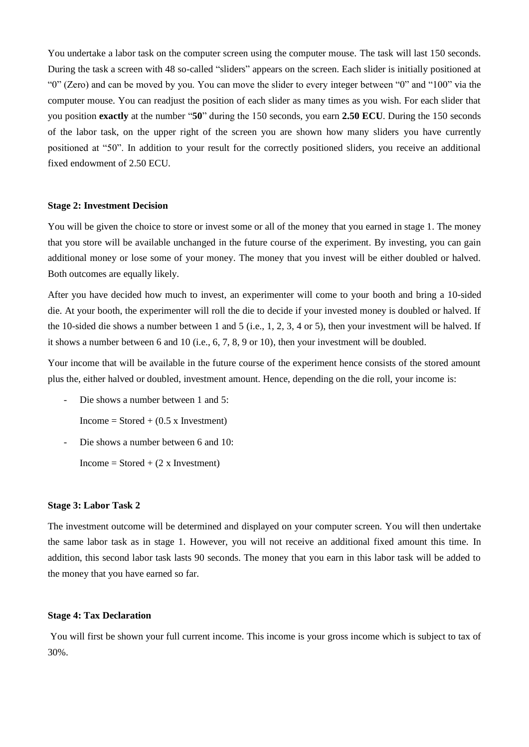You undertake a labor task on the computer screen using the computer mouse. The task will last 150 seconds. During the task a screen with 48 so-called "sliders" appears on the screen. Each slider is initially positioned at "0" (Zero) and can be moved by you. You can move the slider to every integer between "0" and "100" via the computer mouse. You can readjust the position of each slider as many times as you wish. For each slider that you position **exactly** at the number "**50**" during the 150 seconds, you earn **2.50 ECU**. During the 150 seconds of the labor task, on the upper right of the screen you are shown how many sliders you have currently positioned at "50". In addition to your result for the correctly positioned sliders, you receive an additional fixed endowment of 2.50 ECU.

**Stage 2: Investment Decision**

You will be given the choice to store or invest some or all of the money that you earned in stage 1. The money that you store will be available unchanged in the future course of the experiment. By investing, you can gain additional money or lose some of your money. The money that you invest will be either doubled or halved. Both outcomes are equally likely.

After you have decided how much to invest, an experimenter will come to your booth and bring a 10-sided die. At your booth, the experimenter will roll the die to decide if your invested money is doubled or halved. If the 10-sided die shows a number between 1 and 5 (i.e., 1, 2, 3, 4 or 5), then your investment will be halved. If it shows a number between 6 and 10 (i.e., 6, 7, 8, 9 or 10), then your investment will be doubled.

Your income that will be available in the future course of the experiment hence consists of the stored amount plus the, either halved or doubled, investment amount. Hence, depending on the die roll, your income is:

- Die shows a number between 1 and 5:

  Income = Stored + (0.5 x Investment)

- Die shows a number between 6 and 10:

  Income = Stored + (2 x Investment)

**Stage 3: Labor Task 2**

The investment outcome will be determined and displayed on your computer screen. You will then undertake the same labor task as in stage 1. However, you will not receive an additional fixed amount this time. In addition, this second labor task lasts 90 seconds. The money that you earn in this labor task will be added to the money that you have earned so far.

**Stage 4: Tax Declaration**

You will first be shown your full current income. This income is your gross income which is subject to tax of 30%.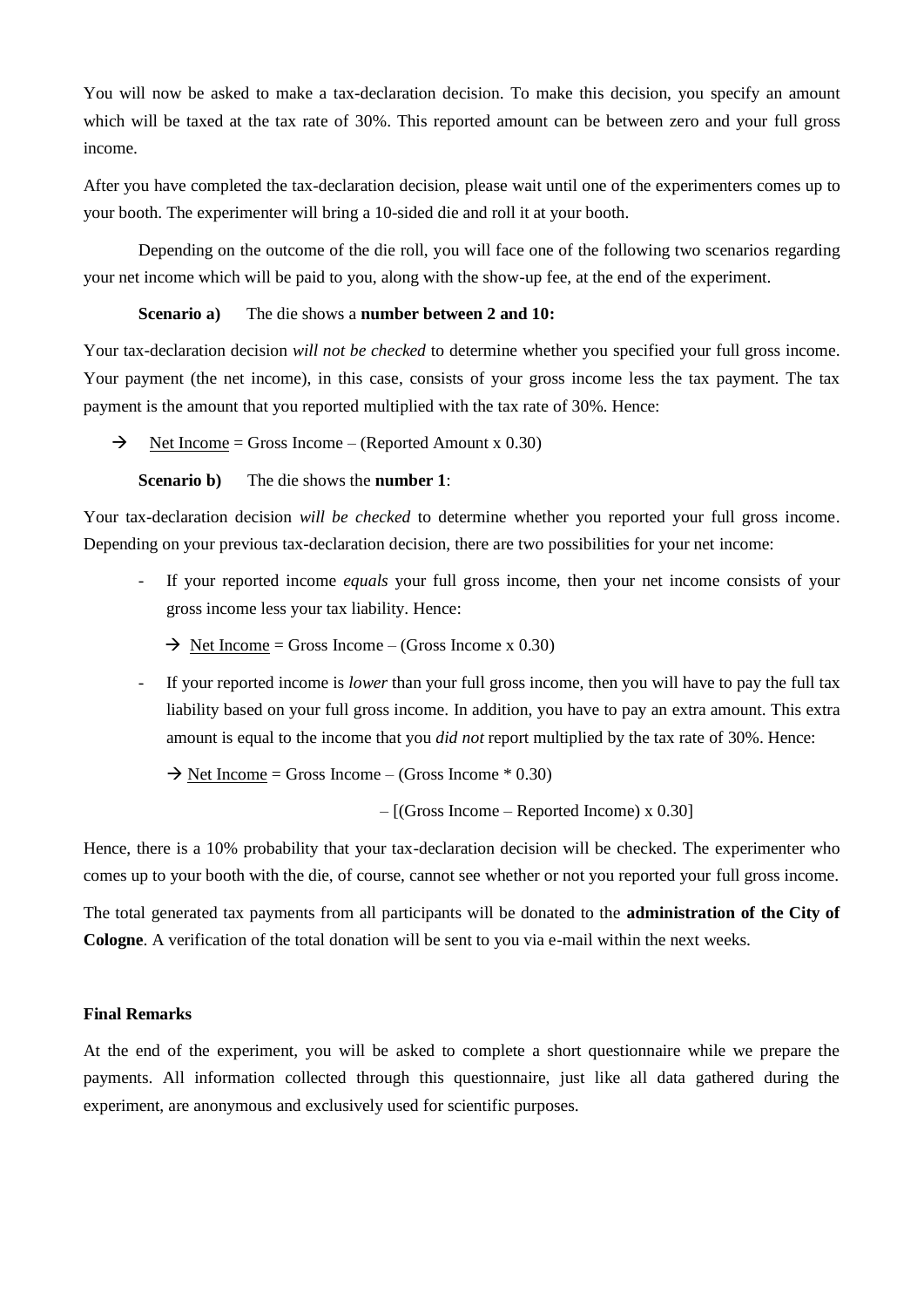You will now be asked to make a tax-declaration decision. To make this decision, you specify an amount which will be taxed at the tax rate of 30%. This reported amount can be between zero and your full gross income.

After you have completed the tax-declaration decision, please wait until one of the experimenters comes up to your booth. The experimenter will bring a 10-sided die and roll it at your booth.

Depending on the outcome of the die roll, you will face one of the following two scenarios regarding your net income which will be paid to you, along with the show-up fee, at the end of the experiment.

**Scenario a)** The die shows a **number between 2 and 10:**

Your tax-declaration decision *will not be checked* to determine whether you specified your full gross income. Your payment (the net income), in this case, consists of your gross income less the tax payment. The tax payment is the amount that you reported multiplied with the tax rate of 30%. Hence:

→ Net Income = Gross Income – (Reported Amount x 0.30)

**Scenario b)** The die shows the **number 1**:

Your tax-declaration decision *will be checked* to determine whether you reported your full gross income. Depending on your previous tax-declaration decision, there are two possibilities for your net income:

- If your reported income *equals* your full gross income, then your net income consists of your gross income less your tax liability. Hence:

  → Net Income = Gross Income – (Gross Income x 0.30)

- If your reported income is *lower* than your full gross income, then you will have to pay the full tax liability based on your full gross income. In addition, you have to pay an extra amount. This extra amount is equal to the income that you *did not* report multiplied by the tax rate of 30%. Hence:

  → Net Income = Gross Income – (Gross Income * 0.30)

  – [(Gross Income – Reported Income) x 0.30]

Hence, there is a 10% probability that your tax-declaration decision will be checked. The experimenter who comes up to your booth with the die, of course, cannot see whether or not you reported your full gross income.

The total generated tax payments from all participants will be donated to the **administration of the City of Cologne**. A verification of the total donation will be sent to you via e-mail within the next weeks.

**Final Remarks**

At the end of the experiment, you will be asked to complete a short questionnaire while we prepare the payments. All information collected through this questionnaire, just like all data gathered during the experiment, are anonymous and exclusively used for scientific purposes.